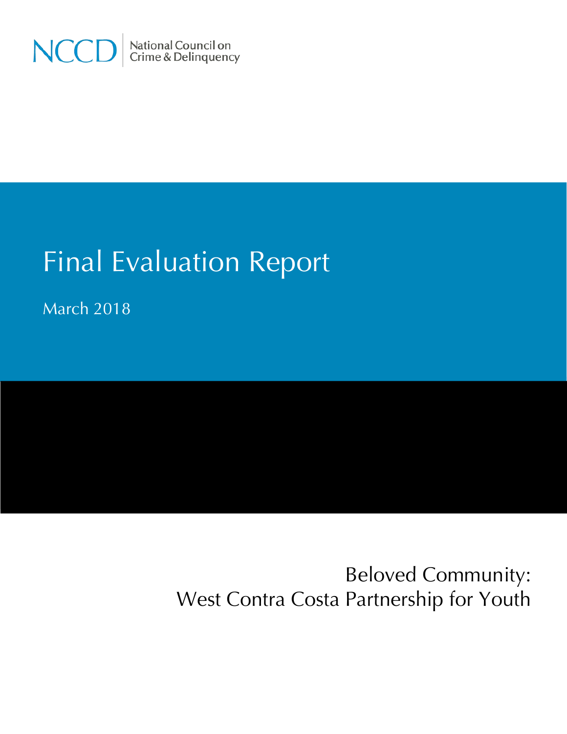NCCD | National Council on Crime & Delinquency

# Final Evaluation Report

March 2018

## Beloved Community: West Contra Costa Partnership for Youth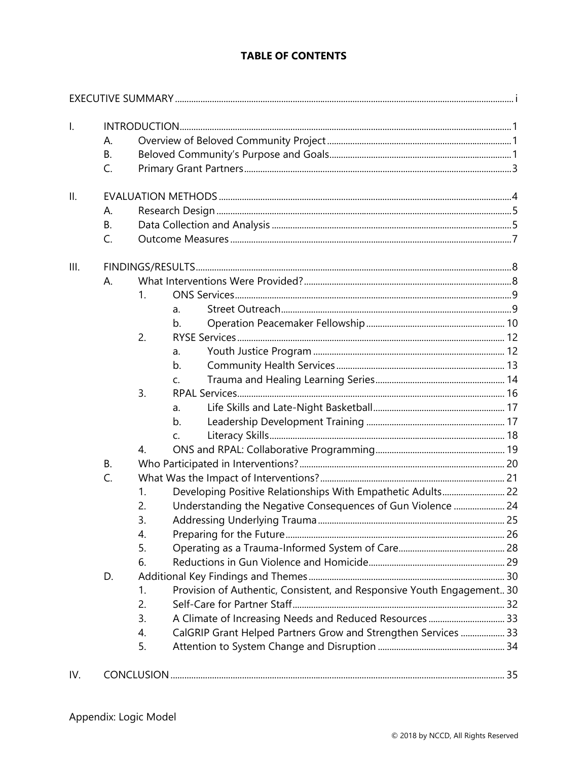**TABLE OF CONTENTS**

EXECUTIVE SUMMARY ..... i

I. INTRODUCTION ..... 1
   - A. Overview of Beloved Community Project ..... 1
   - B. Beloved Community's Purpose and Goals ..... 1
   - C. Primary Grant Partners ..... 3

II. EVALUATION METHODS ..... 4
   - A. Research Design ..... 5
   - B. Data Collection and Analysis ..... 5
   - C. Outcome Measures ..... 7

III. FINDINGS/RESULTS ..... 8
   - A. What Interventions Were Provided? ..... 8
     - 1. ONS Services ..... 9
       - a. Street Outreach ..... 9
       - b. Operation Peacemaker Fellowship ..... 10
     - 2. RYSE Services ..... 12
       - a. Youth Justice Program ..... 12
       - b. Community Health Services ..... 13
       - c. Trauma and Healing Learning Series ..... 14
     - 3. RPAL Services ..... 16
       - a. Life Skills and Late-Night Basketball ..... 17
       - b. Leadership Development Training ..... 17
       - c. Literacy Skills ..... 18
     - 4. ONS and RPAL: Collaborative Programming ..... 19
   - B. Who Participated in Interventions? ..... 20
   - C. What Was the Impact of Interventions? ..... 21
     - 1. Developing Positive Relationships With Empathetic Adults ..... 22
     - 2. Understanding the Negative Consequences of Gun Violence ..... 24
     - 3. Addressing Underlying Trauma ..... 25
     - 4. Preparing for the Future ..... 26
     - 5. Operating as a Trauma-Informed System of Care ..... 28
     - 6. Reductions in Gun Violence and Homicide ..... 29
   - D. Additional Key Findings and Themes ..... 30
     - 1. Provision of Authentic, Consistent, and Responsive Youth Engagement ..... 30
     - 2. Self-Care for Partner Staff ..... 32
     - 3. A Climate of Increasing Needs and Reduced Resources ..... 33
     - 4. CalGRIP Grant Helped Partners Grow and Strengthen Services ..... 33
     - 5. Attention to System Change and Disruption ..... 34

IV. CONCLUSION ..... 35

Appendix: Logic Model

© 2018 by NCCD, All Rights Reserved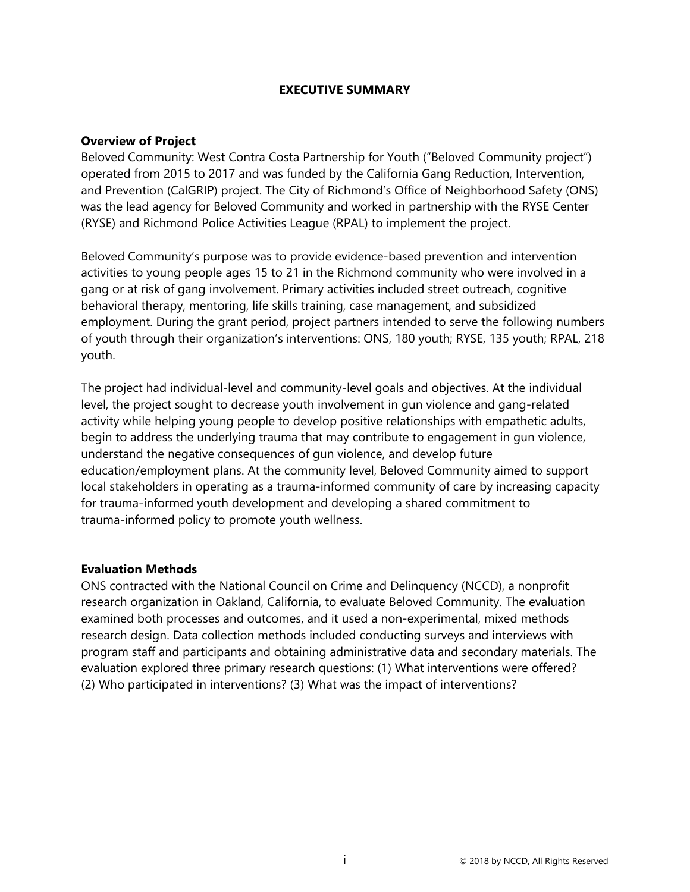# EXECUTIVE SUMMARY

## Overview of Project

Beloved Community: West Contra Costa Partnership for Youth ("Beloved Community project") operated from 2015 to 2017 and was funded by the California Gang Reduction, Intervention, and Prevention (CalGRIP) project. The City of Richmond's Office of Neighborhood Safety (ONS) was the lead agency for Beloved Community and worked in partnership with the RYSE Center (RYSE) and Richmond Police Activities League (RPAL) to implement the project.

Beloved Community's purpose was to provide evidence-based prevention and intervention activities to young people ages 15 to 21 in the Richmond community who were involved in a gang or at risk of gang involvement. Primary activities included street outreach, cognitive behavioral therapy, mentoring, life skills training, case management, and subsidized employment. During the grant period, project partners intended to serve the following numbers of youth through their organization's interventions: ONS, 180 youth; RYSE, 135 youth; RPAL, 218 youth.

The project had individual-level and community-level goals and objectives. At the individual level, the project sought to decrease youth involvement in gun violence and gang-related activity while helping young people to develop positive relationships with empathetic adults, begin to address the underlying trauma that may contribute to engagement in gun violence, understand the negative consequences of gun violence, and develop future education/employment plans. At the community level, Beloved Community aimed to support local stakeholders in operating as a trauma-informed community of care by increasing capacity for trauma-informed youth development and developing a shared commitment to trauma-informed policy to promote youth wellness.

## Evaluation Methods

ONS contracted with the National Council on Crime and Delinquency (NCCD), a nonprofit research organization in Oakland, California, to evaluate Beloved Community. The evaluation examined both processes and outcomes, and it used a non-experimental, mixed methods research design. Data collection methods included conducting surveys and interviews with program staff and participants and obtaining administrative data and secondary materials. The evaluation explored three primary research questions: (1) What interventions were offered? (2) Who participated in interventions? (3) What was the impact of interventions?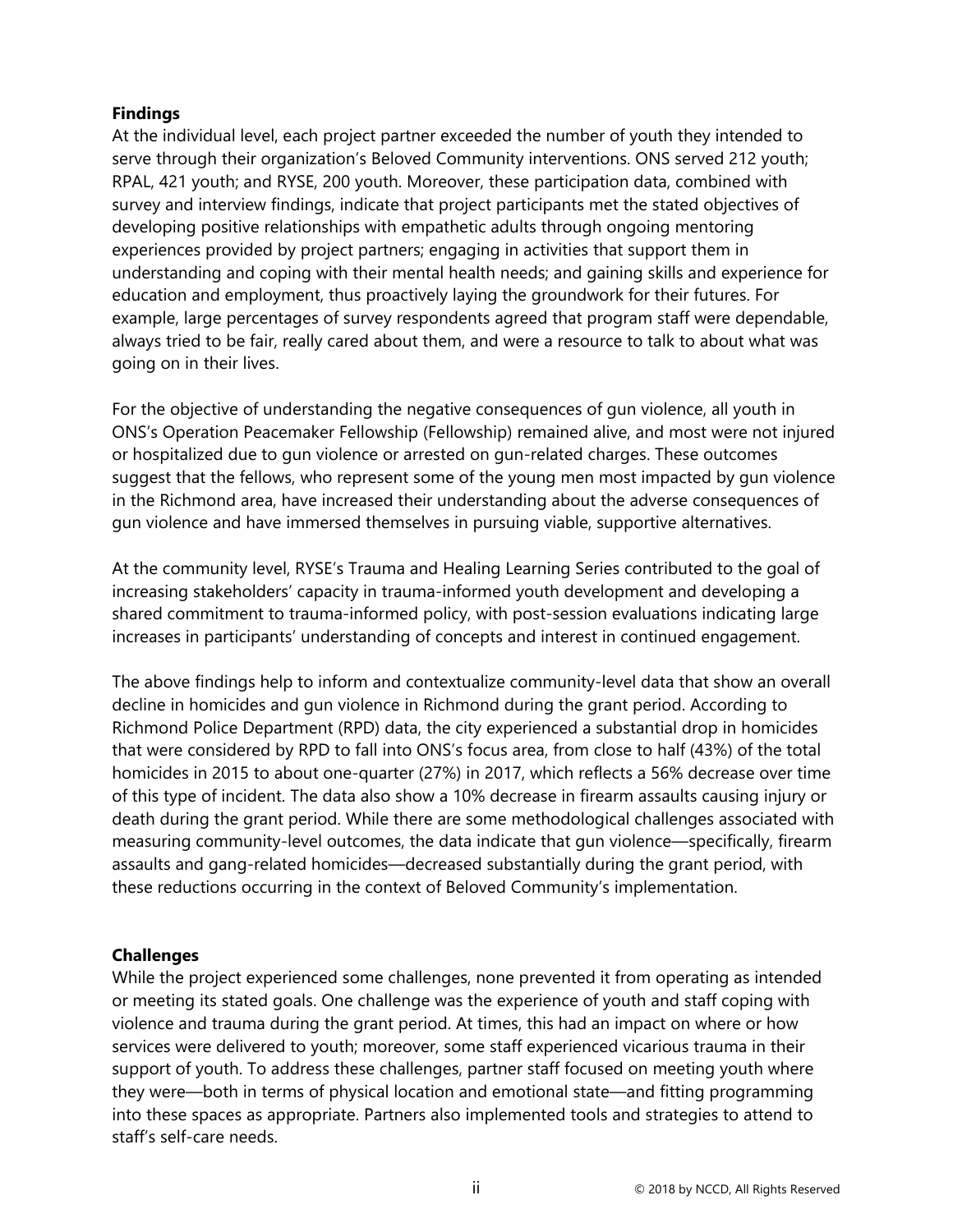**Findings**

At the individual level, each project partner exceeded the number of youth they intended to serve through their organization's Beloved Community interventions. ONS served 212 youth; RPAL, 421 youth; and RYSE, 200 youth. Moreover, these participation data, combined with survey and interview findings, indicate that project participants met the stated objectives of developing positive relationships with empathetic adults through ongoing mentoring experiences provided by project partners; engaging in activities that support them in understanding and coping with their mental health needs; and gaining skills and experience for education and employment, thus proactively laying the groundwork for their futures. For example, large percentages of survey respondents agreed that program staff were dependable, always tried to be fair, really cared about them, and were a resource to talk to about what was going on in their lives.

For the objective of understanding the negative consequences of gun violence, all youth in ONS's Operation Peacemaker Fellowship (Fellowship) remained alive, and most were not injured or hospitalized due to gun violence or arrested on gun-related charges. These outcomes suggest that the fellows, who represent some of the young men most impacted by gun violence in the Richmond area, have increased their understanding about the adverse consequences of gun violence and have immersed themselves in pursuing viable, supportive alternatives.

At the community level, RYSE's Trauma and Healing Learning Series contributed to the goal of increasing stakeholders' capacity in trauma-informed youth development and developing a shared commitment to trauma-informed policy, with post-session evaluations indicating large increases in participants' understanding of concepts and interest in continued engagement.

The above findings help to inform and contextualize community-level data that show an overall decline in homicides and gun violence in Richmond during the grant period. According to Richmond Police Department (RPD) data, the city experienced a substantial drop in homicides that were considered by RPD to fall into ONS's focus area, from close to half (43%) of the total homicides in 2015 to about one-quarter (27%) in 2017, which reflects a 56% decrease over time of this type of incident. The data also show a 10% decrease in firearm assaults causing injury or death during the grant period. While there are some methodological challenges associated with measuring community-level outcomes, the data indicate that gun violence—specifically, firearm assaults and gang-related homicides—decreased substantially during the grant period, with these reductions occurring in the context of Beloved Community's implementation.

**Challenges**

While the project experienced some challenges, none prevented it from operating as intended or meeting its stated goals. One challenge was the experience of youth and staff coping with violence and trauma during the grant period. At times, this had an impact on where or how services were delivered to youth; moreover, some staff experienced vicarious trauma in their support of youth. To address these challenges, partner staff focused on meeting youth where they were—both in terms of physical location and emotional state—and fitting programming into these spaces as appropriate. Partners also implemented tools and strategies to attend to staff's self-care needs.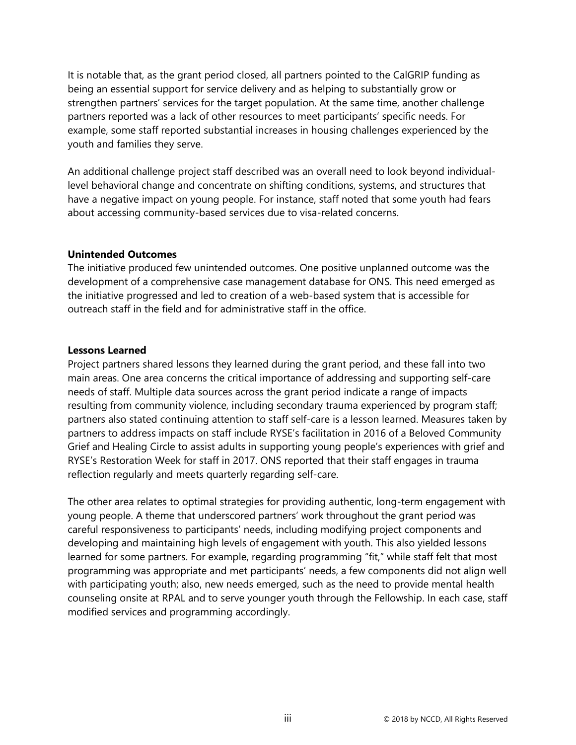It is notable that, as the grant period closed, all partners pointed to the CalGRIP funding as being an essential support for service delivery and as helping to substantially grow or strengthen partners' services for the target population. At the same time, another challenge partners reported was a lack of other resources to meet participants' specific needs. For example, some staff reported substantial increases in housing challenges experienced by the youth and families they serve.

An additional challenge project staff described was an overall need to look beyond individual-level behavioral change and concentrate on shifting conditions, systems, and structures that have a negative impact on young people. For instance, staff noted that some youth had fears about accessing community-based services due to visa-related concerns.

**Unintended Outcomes**

The initiative produced few unintended outcomes. One positive unplanned outcome was the development of a comprehensive case management database for ONS. This need emerged as the initiative progressed and led to creation of a web-based system that is accessible for outreach staff in the field and for administrative staff in the office.

**Lessons Learned**

Project partners shared lessons they learned during the grant period, and these fall into two main areas. One area concerns the critical importance of addressing and supporting self-care needs of staff. Multiple data sources across the grant period indicate a range of impacts resulting from community violence, including secondary trauma experienced by program staff; partners also stated continuing attention to staff self-care is a lesson learned. Measures taken by partners to address impacts on staff include RYSE's facilitation in 2016 of a Beloved Community Grief and Healing Circle to assist adults in supporting young people's experiences with grief and RYSE's Restoration Week for staff in 2017. ONS reported that their staff engages in trauma reflection regularly and meets quarterly regarding self-care.

The other area relates to optimal strategies for providing authentic, long-term engagement with young people. A theme that underscored partners' work throughout the grant period was careful responsiveness to participants' needs, including modifying project components and developing and maintaining high levels of engagement with youth. This also yielded lessons learned for some partners. For example, regarding programming "fit," while staff felt that most programming was appropriate and met participants' needs, a few components did not align well with participating youth; also, new needs emerged, such as the need to provide mental health counseling onsite at RPAL and to serve younger youth through the Fellowship. In each case, staff modified services and programming accordingly.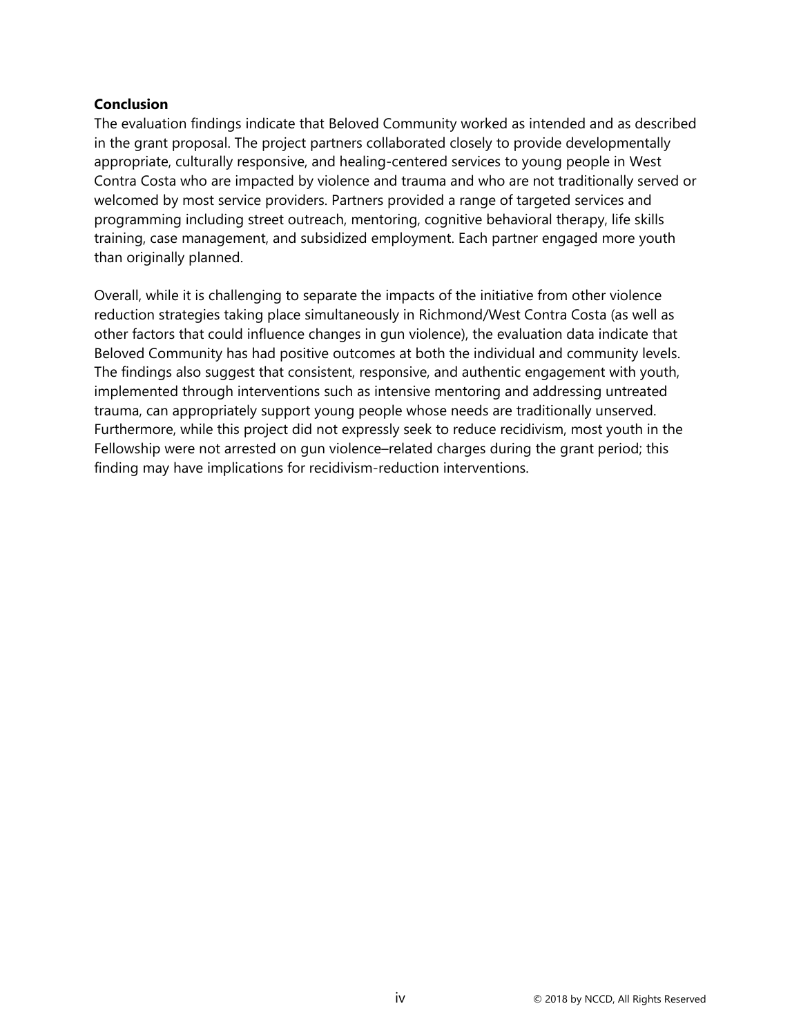**Conclusion**

The evaluation findings indicate that Beloved Community worked as intended and as described in the grant proposal. The project partners collaborated closely to provide developmentally appropriate, culturally responsive, and healing-centered services to young people in West Contra Costa who are impacted by violence and trauma and who are not traditionally served or welcomed by most service providers. Partners provided a range of targeted services and programming including street outreach, mentoring, cognitive behavioral therapy, life skills training, case management, and subsidized employment. Each partner engaged more youth than originally planned.

Overall, while it is challenging to separate the impacts of the initiative from other violence reduction strategies taking place simultaneously in Richmond/West Contra Costa (as well as other factors that could influence changes in gun violence), the evaluation data indicate that Beloved Community has had positive outcomes at both the individual and community levels. The findings also suggest that consistent, responsive, and authentic engagement with youth, implemented through interventions such as intensive mentoring and addressing untreated trauma, can appropriately support young people whose needs are traditionally unserved. Furthermore, while this project did not expressly seek to reduce recidivism, most youth in the Fellowship were not arrested on gun violence–related charges during the grant period; this finding may have implications for recidivism-reduction interventions.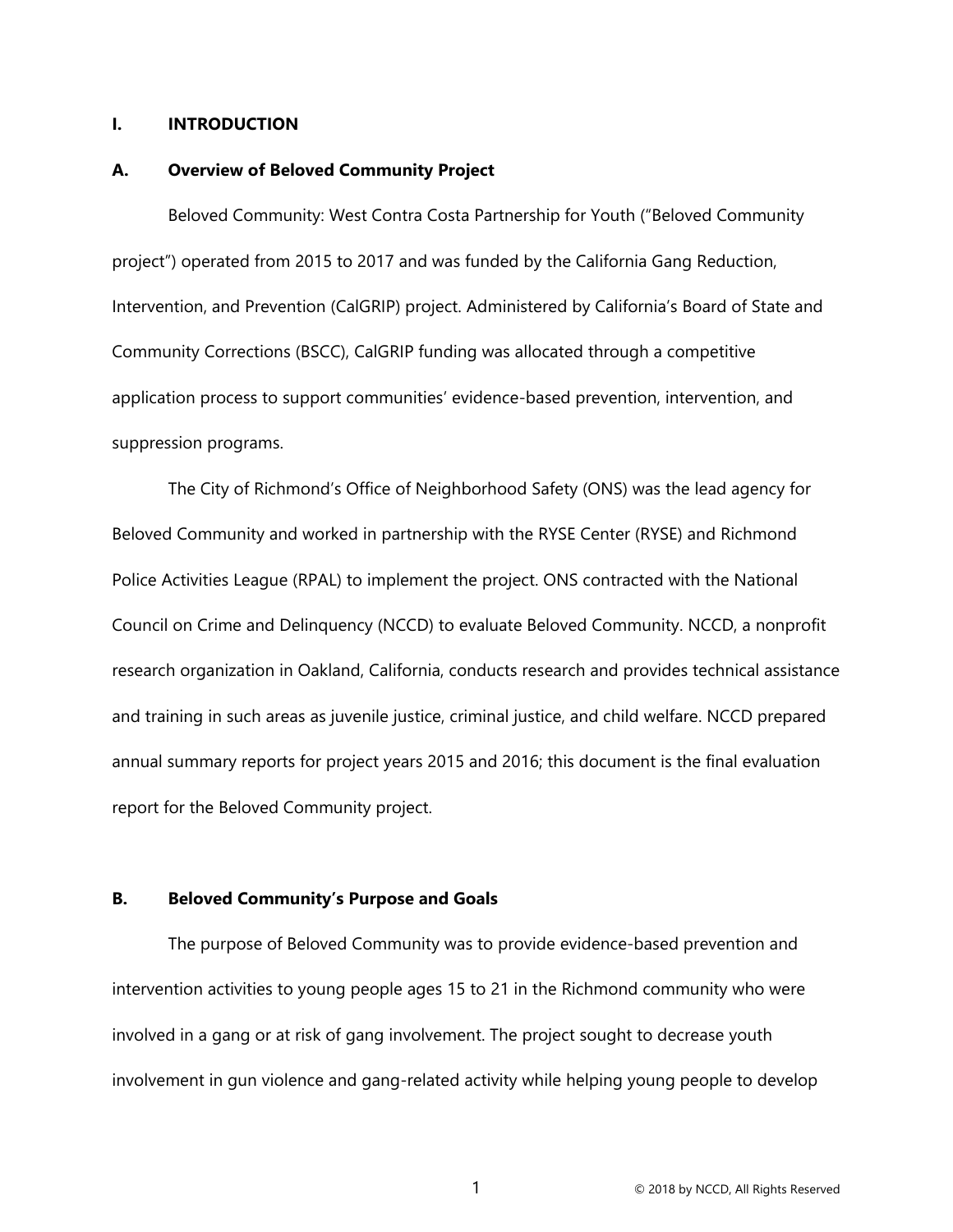# I. INTRODUCTION

## A. Overview of Beloved Community Project

Beloved Community: West Contra Costa Partnership for Youth ("Beloved Community project") operated from 2015 to 2017 and was funded by the California Gang Reduction, Intervention, and Prevention (CalGRIP) project. Administered by California's Board of State and Community Corrections (BSCC), CalGRIP funding was allocated through a competitive application process to support communities' evidence-based prevention, intervention, and suppression programs.

The City of Richmond's Office of Neighborhood Safety (ONS) was the lead agency for Beloved Community and worked in partnership with the RYSE Center (RYSE) and Richmond Police Activities League (RPAL) to implement the project. ONS contracted with the National Council on Crime and Delinquency (NCCD) to evaluate Beloved Community. NCCD, a nonprofit research organization in Oakland, California, conducts research and provides technical assistance and training in such areas as juvenile justice, criminal justice, and child welfare. NCCD prepared annual summary reports for project years 2015 and 2016; this document is the final evaluation report for the Beloved Community project.

## B. Beloved Community's Purpose and Goals

The purpose of Beloved Community was to provide evidence-based prevention and intervention activities to young people ages 15 to 21 in the Richmond community who were involved in a gang or at risk of gang involvement. The project sought to decrease youth involvement in gun violence and gang-related activity while helping young people to develop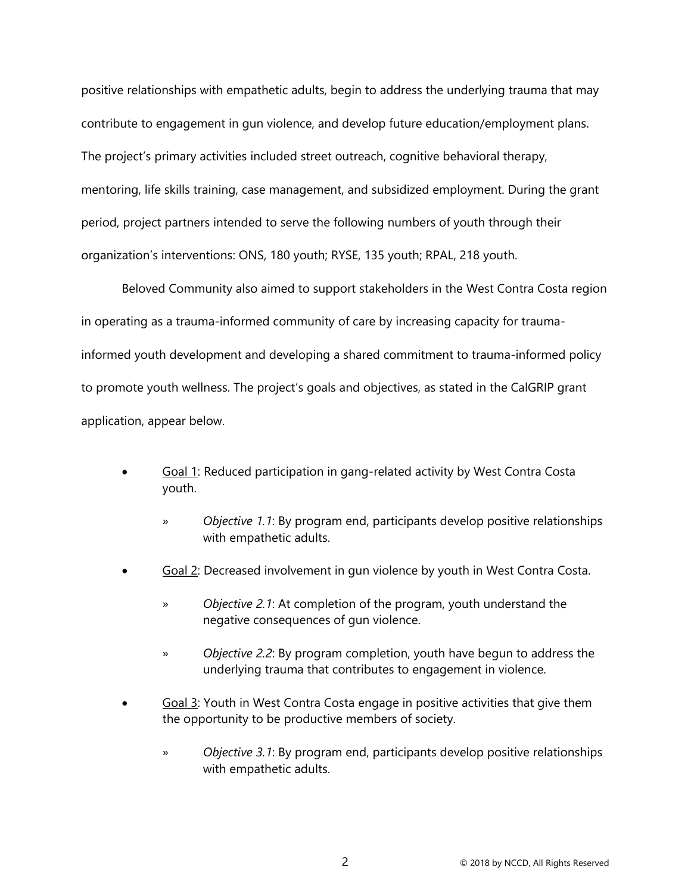positive relationships with empathetic adults, begin to address the underlying trauma that may contribute to engagement in gun violence, and develop future education/employment plans. The project's primary activities included street outreach, cognitive behavioral therapy, mentoring, life skills training, case management, and subsidized employment. During the grant period, project partners intended to serve the following numbers of youth through their organization's interventions: ONS, 180 youth; RYSE, 135 youth; RPAL, 218 youth.

Beloved Community also aimed to support stakeholders in the West Contra Costa region in operating as a trauma-informed community of care by increasing capacity for trauma-informed youth development and developing a shared commitment to trauma-informed policy to promote youth wellness. The project's goals and objectives, as stated in the CalGRIP grant application, appear below.

- Goal 1: Reduced participation in gang-related activity by West Contra Costa youth.
  - *Objective 1.1*: By program end, participants develop positive relationships with empathetic adults.
- Goal 2: Decreased involvement in gun violence by youth in West Contra Costa.
  - *Objective 2.1*: At completion of the program, youth understand the negative consequences of gun violence.
  - *Objective 2.2*: By program completion, youth have begun to address the underlying trauma that contributes to engagement in violence.
- Goal 3: Youth in West Contra Costa engage in positive activities that give them the opportunity to be productive members of society.
  - *Objective 3.1*: By program end, participants develop positive relationships with empathetic adults.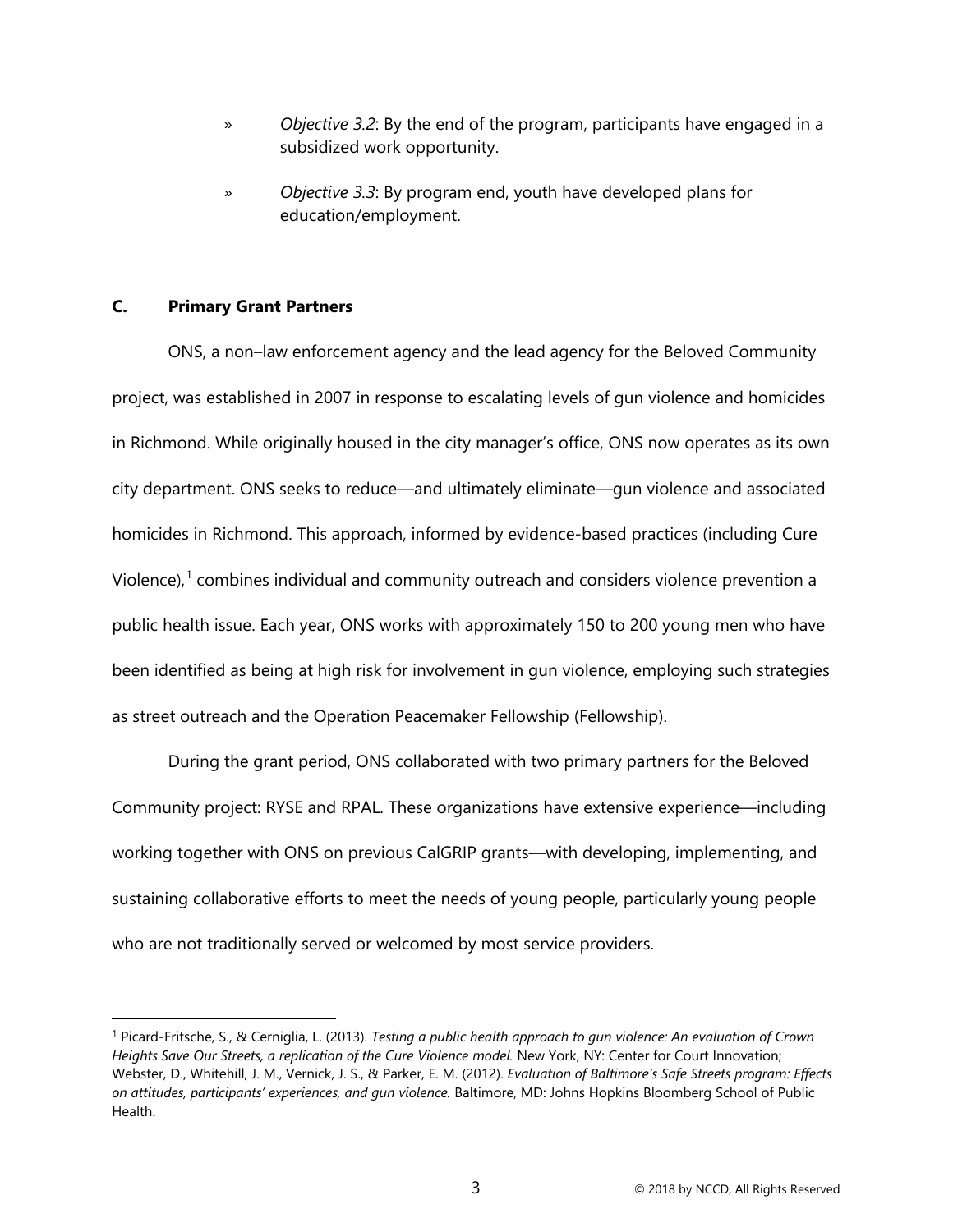- *Objective 3.2*: By the end of the program, participants have engaged in a subsidized work opportunity.
- *Objective 3.3*: By program end, youth have developed plans for education/employment.

### C. Primary Grant Partners

ONS, a non–law enforcement agency and the lead agency for the Beloved Community project, was established in 2007 in response to escalating levels of gun violence and homicides in Richmond. While originally housed in the city manager's office, ONS now operates as its own city department. ONS seeks to reduce—and ultimately eliminate—gun violence and associated homicides in Richmond. This approach, informed by evidence-based practices (including Cure Violence),[1] combines individual and community outreach and considers violence prevention a public health issue. Each year, ONS works with approximately 150 to 200 young men who have been identified as being at high risk for involvement in gun violence, employing such strategies as street outreach and the Operation Peacemaker Fellowship (Fellowship).

During the grant period, ONS collaborated with two primary partners for the Beloved Community project: RYSE and RPAL. These organizations have extensive experience—including working together with ONS on previous CalGRIP grants—with developing, implementing, and sustaining collaborative efforts to meet the needs of young people, particularly young people who are not traditionally served or welcomed by most service providers.

[1] Picard-Fritsche, S., & Cerniglia, L. (2013). *Testing a public health approach to gun violence: An evaluation of Crown Heights Save Our Streets, a replication of the Cure Violence model.* New York, NY: Center for Court Innovation; Webster, D., Whitehill, J. M., Vernick, J. S., & Parker, E. M. (2012). *Evaluation of Baltimore's Safe Streets program: Effects on attitudes, participants' experiences, and gun violence.* Baltimore, MD: Johns Hopkins Bloomberg School of Public Health.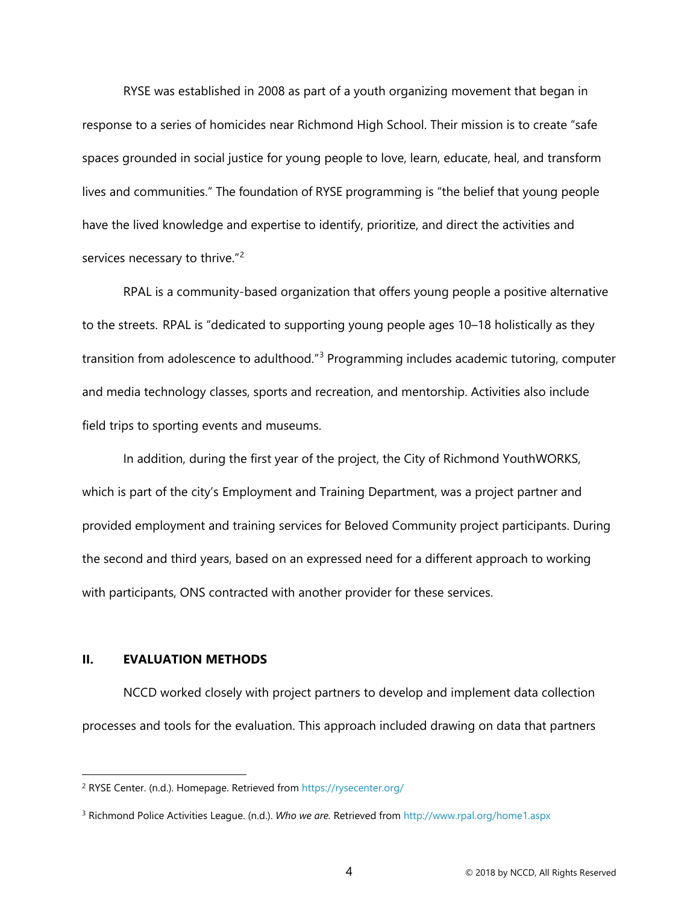RYSE was established in 2008 as part of a youth organizing movement that began in response to a series of homicides near Richmond High School. Their mission is to create "safe spaces grounded in social justice for young people to love, learn, educate, heal, and transform lives and communities." The foundation of RYSE programming is "the belief that young people have the lived knowledge and expertise to identify, prioritize, and direct the activities and services necessary to thrive."[2]

RPAL is a community-based organization that offers young people a positive alternative to the streets. RPAL is "dedicated to supporting young people ages 10–18 holistically as they transition from adolescence to adulthood."[3] Programming includes academic tutoring, computer and media technology classes, sports and recreation, and mentorship. Activities also include field trips to sporting events and museums.

In addition, during the first year of the project, the City of Richmond YouthWORKS, which is part of the city's Employment and Training Department, was a project partner and provided employment and training services for Beloved Community project participants. During the second and third years, based on an expressed need for a different approach to working with participants, ONS contracted with another provider for these services.

## II. EVALUATION METHODS

NCCD worked closely with project partners to develop and implement data collection processes and tools for the evaluation. This approach included drawing on data that partners

---

[2] RYSE Center. (n.d.). Homepage. Retrieved from https://rysecenter.org/

[3] Richmond Police Activities League. (n.d.). *Who we are.* Retrieved from http://www.rpal.org/home1.aspx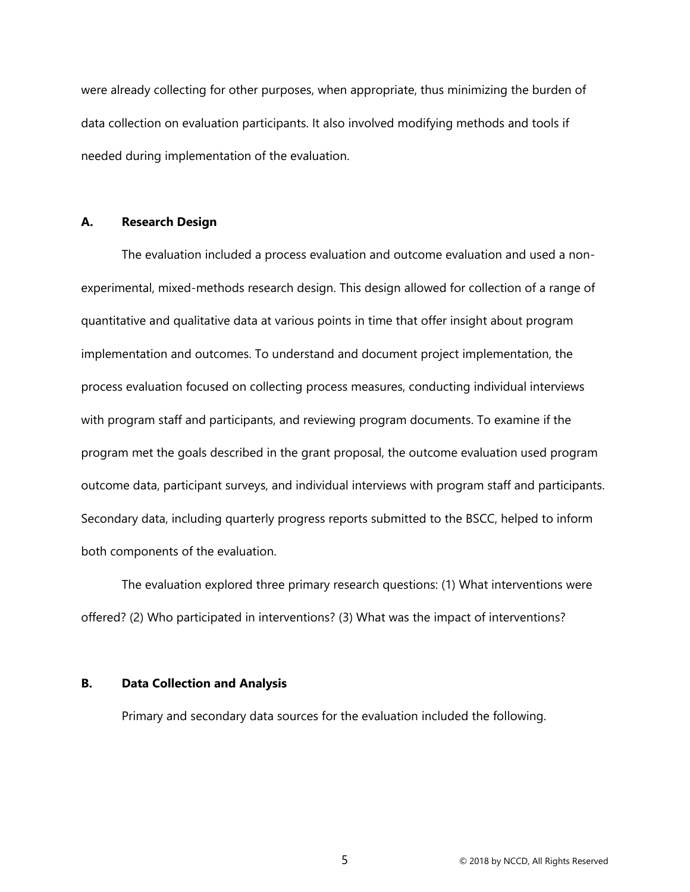were already collecting for other purposes, when appropriate, thus minimizing the burden of data collection on evaluation participants. It also involved modifying methods and tools if needed during implementation of the evaluation.

## A. Research Design

The evaluation included a process evaluation and outcome evaluation and used a non-experimental, mixed-methods research design. This design allowed for collection of a range of quantitative and qualitative data at various points in time that offer insight about program implementation and outcomes. To understand and document project implementation, the process evaluation focused on collecting process measures, conducting individual interviews with program staff and participants, and reviewing program documents. To examine if the program met the goals described in the grant proposal, the outcome evaluation used program outcome data, participant surveys, and individual interviews with program staff and participants. Secondary data, including quarterly progress reports submitted to the BSCC, helped to inform both components of the evaluation.

The evaluation explored three primary research questions: (1) What interventions were offered? (2) Who participated in interventions? (3) What was the impact of interventions?

## B. Data Collection and Analysis

Primary and secondary data sources for the evaluation included the following.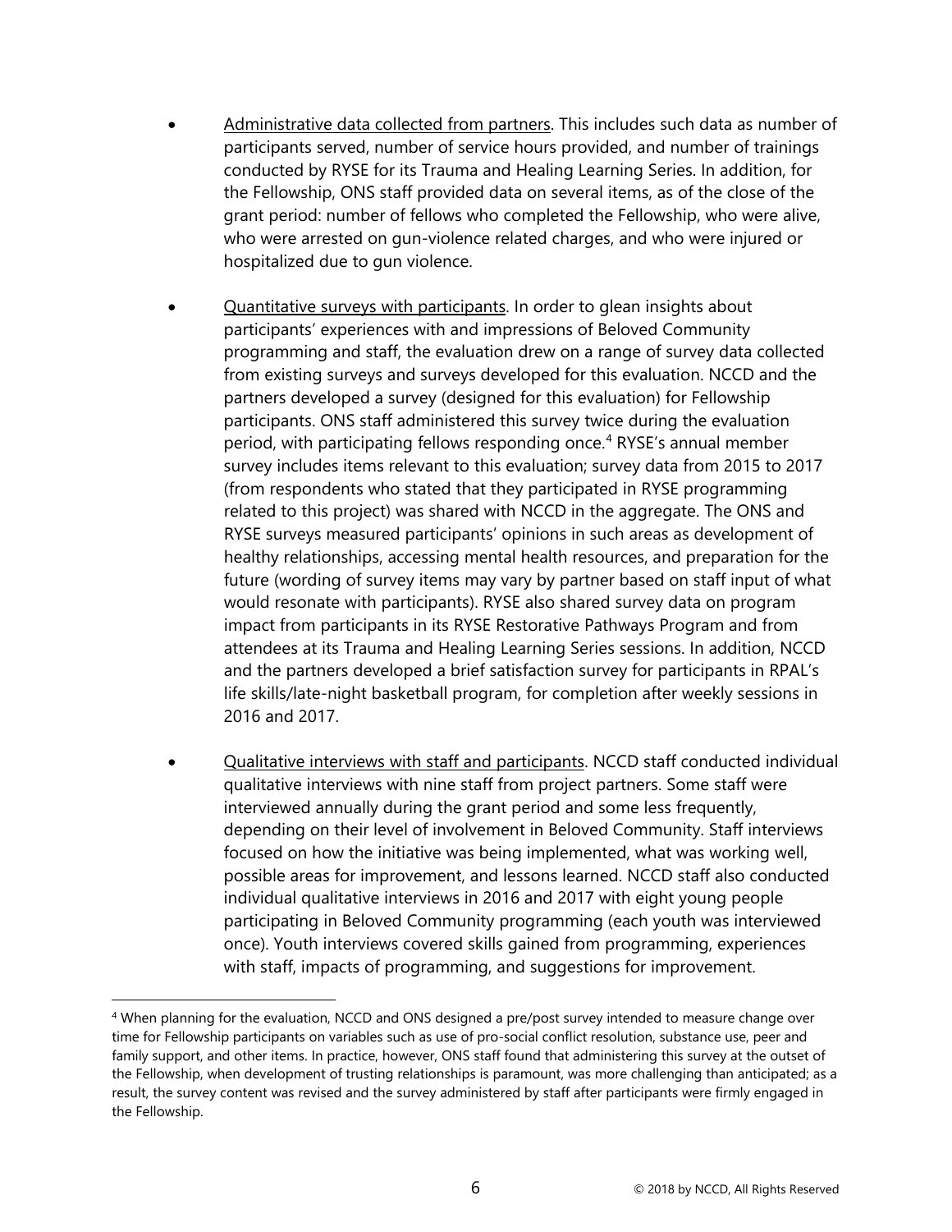- Administrative data collected from partners. This includes such data as number of participants served, number of service hours provided, and number of trainings conducted by RYSE for its Trauma and Healing Learning Series. In addition, for the Fellowship, ONS staff provided data on several items, as of the close of the grant period: number of fellows who completed the Fellowship, who were alive, who were arrested on gun-violence related charges, and who were injured or hospitalized due to gun violence.

- Quantitative surveys with participants. In order to glean insights about participants' experiences with and impressions of Beloved Community programming and staff, the evaluation drew on a range of survey data collected from existing surveys and surveys developed for this evaluation. NCCD and the partners developed a survey (designed for this evaluation) for Fellowship participants. ONS staff administered this survey twice during the evaluation period, with participating fellows responding once.[4] RYSE's annual member survey includes items relevant to this evaluation; survey data from 2015 to 2017 (from respondents who stated that they participated in RYSE programming related to this project) was shared with NCCD in the aggregate. The ONS and RYSE surveys measured participants' opinions in such areas as development of healthy relationships, accessing mental health resources, and preparation for the future (wording of survey items may vary by partner based on staff input of what would resonate with participants). RYSE also shared survey data on program impact from participants in its RYSE Restorative Pathways Program and from attendees at its Trauma and Healing Learning Series sessions. In addition, NCCD and the partners developed a brief satisfaction survey for participants in RPAL's life skills/late-night basketball program, for completion after weekly sessions in 2016 and 2017.

- Qualitative interviews with staff and participants. NCCD staff conducted individual qualitative interviews with nine staff from project partners. Some staff were interviewed annually during the grant period and some less frequently, depending on their level of involvement in Beloved Community. Staff interviews focused on how the initiative was being implemented, what was working well, possible areas for improvement, and lessons learned. NCCD staff also conducted individual qualitative interviews in 2016 and 2017 with eight young people participating in Beloved Community programming (each youth was interviewed once). Youth interviews covered skills gained from programming, experiences with staff, impacts of programming, and suggestions for improvement.

[4] When planning for the evaluation, NCCD and ONS designed a pre/post survey intended to measure change over time for Fellowship participants on variables such as use of pro-social conflict resolution, substance use, peer and family support, and other items. In practice, however, ONS staff found that administering this survey at the outset of the Fellowship, when development of trusting relationships is paramount, was more challenging than anticipated; as a result, the survey content was revised and the survey administered by staff after participants were firmly engaged in the Fellowship.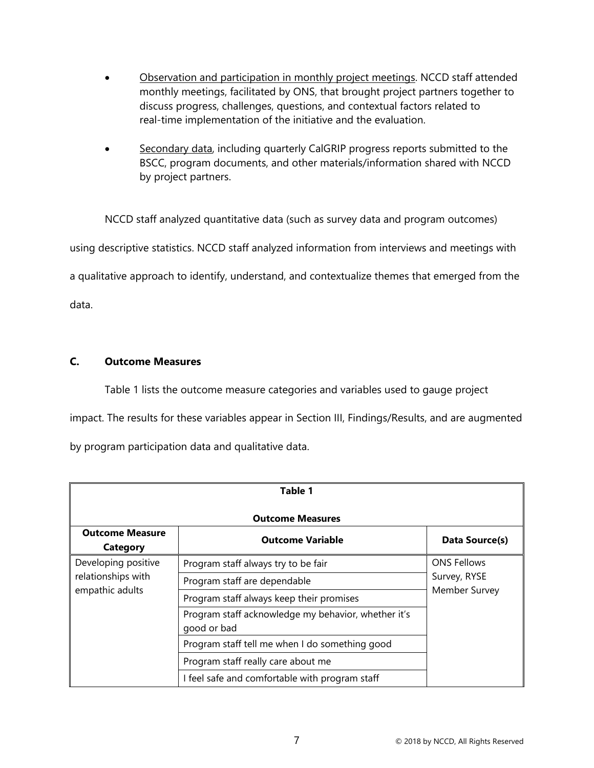- Observation and participation in monthly project meetings. NCCD staff attended monthly meetings, facilitated by ONS, that brought project partners together to discuss progress, challenges, questions, and contextual factors related to real-time implementation of the initiative and the evaluation.

- Secondary data, including quarterly CalGRIP progress reports submitted to the BSCC, program documents, and other materials/information shared with NCCD by project partners.

NCCD staff analyzed quantitative data (such as survey data and program outcomes) using descriptive statistics. NCCD staff analyzed information from interviews and meetings with a qualitative approach to identify, understand, and contextualize themes that emerged from the data.

### C. Outcome Measures

Table 1 lists the outcome measure categories and variables used to gauge project impact. The results for these variables appear in Section III, Findings/Results, and are augmented by program participation data and qualitative data.

**Table 1**

**Outcome Measures**

| Outcome Measure Category | Outcome Variable | Data Source(s) |
|---|---|---|
| Developing positive relationships with empathic adults | Program staff always try to be fair | ONS Fellows Survey, RYSE Member Survey |
| | Program staff are dependable | |
| | Program staff always keep their promises | |
| | Program staff acknowledge my behavior, whether it's good or bad | |
| | Program staff tell me when I do something good | |
| | Program staff really care about me | |
| | I feel safe and comfortable with program staff | |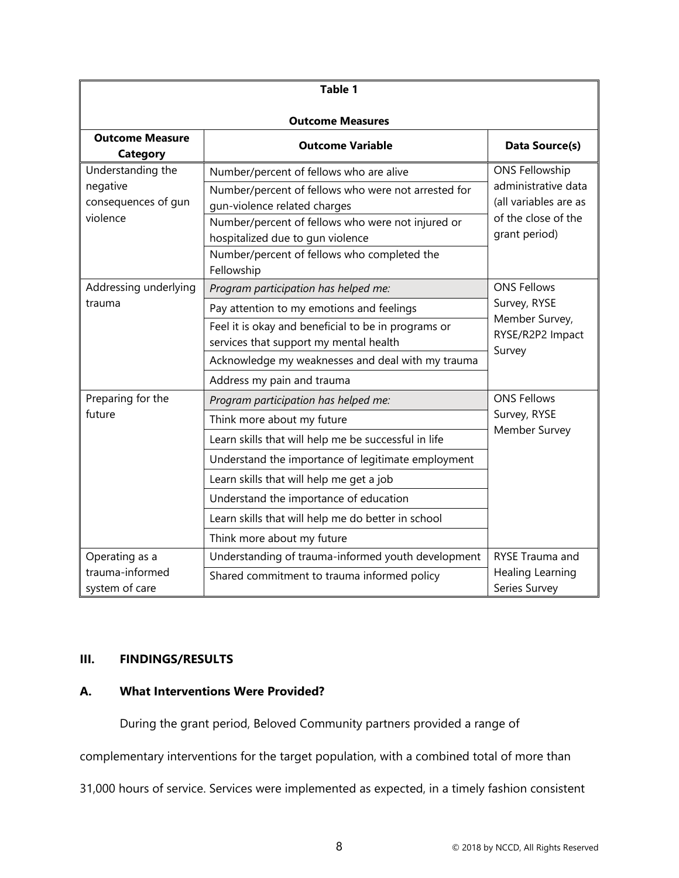| Table 1<br><br>Outcome Measures | | |
|---|---|---|
| **Outcome Measure Category** | **Outcome Variable** | **Data Source(s)** |
| Understanding the negative consequences of gun violence | Number/percent of fellows who are alive | ONS Fellowship administrative data (all variables are as of the close of the grant period) |
| | Number/percent of fellows who were not arrested for gun-violence related charges | |
| | Number/percent of fellows who were not injured or hospitalized due to gun violence | |
| | Number/percent of fellows who completed the Fellowship | |
| Addressing underlying trauma | *Program participation has helped me:* | ONS Fellows Survey, RYSE Member Survey, RYSE/R2P2 Impact Survey |
| | Pay attention to my emotions and feelings | |
| | Feel it is okay and beneficial to be in programs or services that support my mental health | |
| | Acknowledge my weaknesses and deal with my trauma | |
| | Address my pain and trauma | |
| Preparing for the future | *Program participation has helped me:* | ONS Fellows Survey, RYSE Member Survey |
| | Think more about my future | |
| | Learn skills that will help me be successful in life | |
| | Understand the importance of legitimate employment | |
| | Learn skills that will help me get a job | |
| | Understand the importance of education | |
| | Learn skills that will help me do better in school | |
| | Think more about my future | |
| Operating as a trauma-informed system of care | Understanding of trauma-informed youth development | RYSE Trauma and Healing Learning Series Survey |
| | Shared commitment to trauma informed policy | |

## III. FINDINGS/RESULTS

### A. What Interventions Were Provided?

During the grant period, Beloved Community partners provided a range of complementary interventions for the target population, with a combined total of more than 31,000 hours of service. Services were implemented as expected, in a timely fashion consistent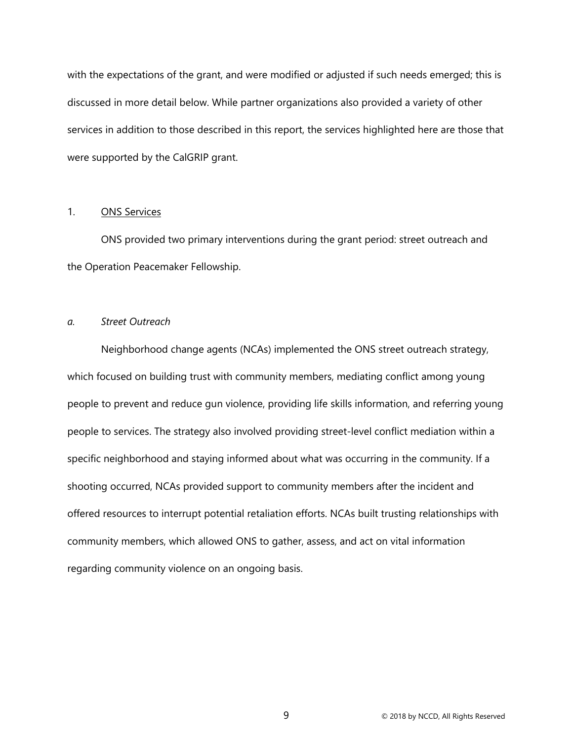with the expectations of the grant, and were modified or adjusted if such needs emerged; this is discussed in more detail below. While partner organizations also provided a variety of other services in addition to those described in this report, the services highlighted here are those that were supported by the CalGRIP grant.

### 1. ONS Services

ONS provided two primary interventions during the grant period: street outreach and the Operation Peacemaker Fellowship.

#### *a. Street Outreach*

Neighborhood change agents (NCAs) implemented the ONS street outreach strategy, which focused on building trust with community members, mediating conflict among young people to prevent and reduce gun violence, providing life skills information, and referring young people to services. The strategy also involved providing street-level conflict mediation within a specific neighborhood and staying informed about what was occurring in the community. If a shooting occurred, NCAs provided support to community members after the incident and offered resources to interrupt potential retaliation efforts. NCAs built trusting relationships with community members, which allowed ONS to gather, assess, and act on vital information regarding community violence on an ongoing basis.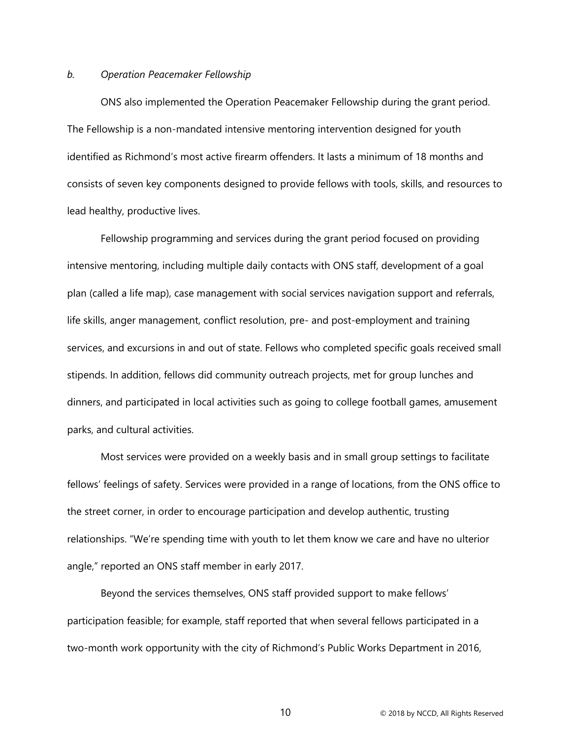*b. Operation Peacemaker Fellowship*

ONS also implemented the Operation Peacemaker Fellowship during the grant period. The Fellowship is a non-mandated intensive mentoring intervention designed for youth identified as Richmond's most active firearm offenders. It lasts a minimum of 18 months and consists of seven key components designed to provide fellows with tools, skills, and resources to lead healthy, productive lives.

Fellowship programming and services during the grant period focused on providing intensive mentoring, including multiple daily contacts with ONS staff, development of a goal plan (called a life map), case management with social services navigation support and referrals, life skills, anger management, conflict resolution, pre- and post-employment and training services, and excursions in and out of state. Fellows who completed specific goals received small stipends. In addition, fellows did community outreach projects, met for group lunches and dinners, and participated in local activities such as going to college football games, amusement parks, and cultural activities.

Most services were provided on a weekly basis and in small group settings to facilitate fellows' feelings of safety. Services were provided in a range of locations, from the ONS office to the street corner, in order to encourage participation and develop authentic, trusting relationships. "We're spending time with youth to let them know we care and have no ulterior angle," reported an ONS staff member in early 2017.

Beyond the services themselves, ONS staff provided support to make fellows' participation feasible; for example, staff reported that when several fellows participated in a two-month work opportunity with the city of Richmond's Public Works Department in 2016,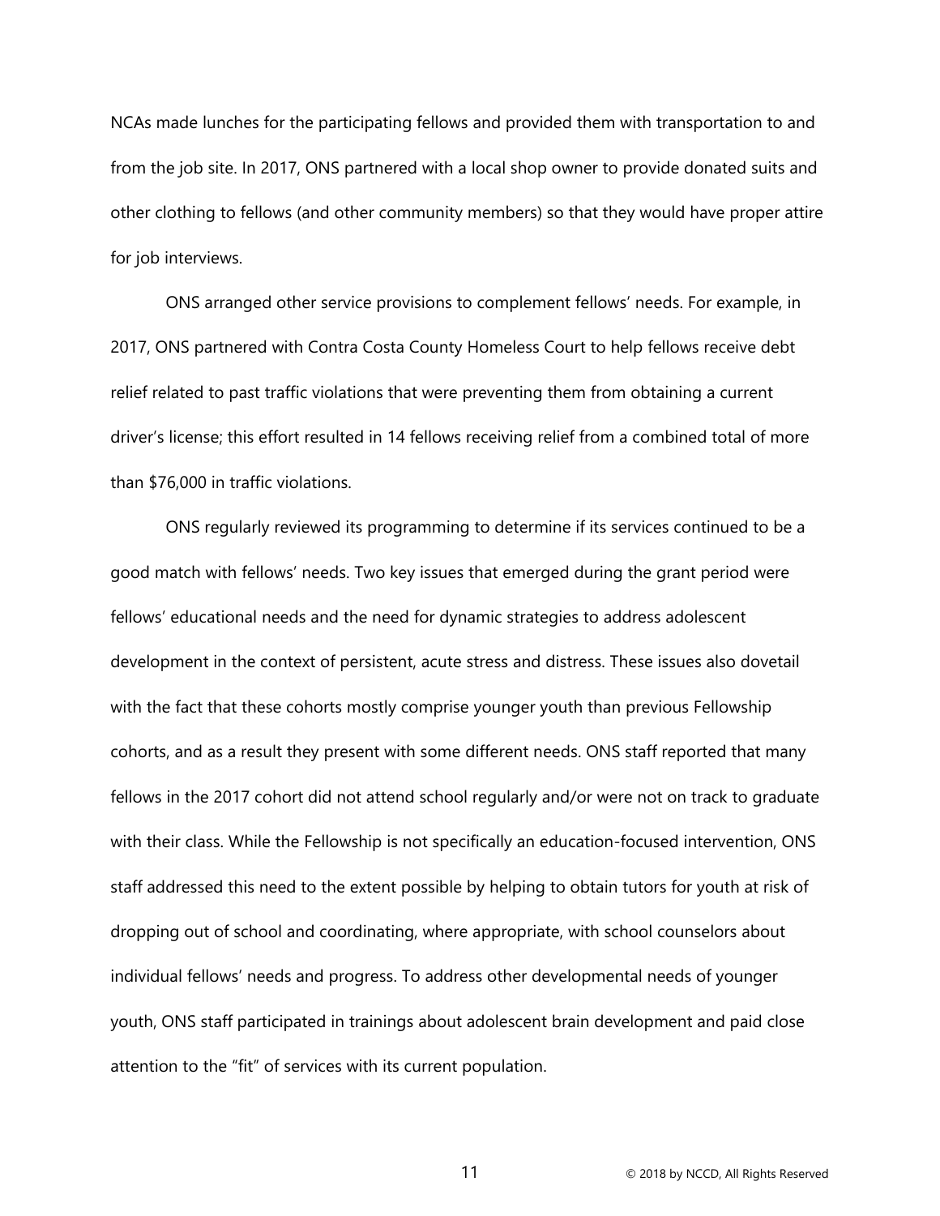NCAs made lunches for the participating fellows and provided them with transportation to and from the job site. In 2017, ONS partnered with a local shop owner to provide donated suits and other clothing to fellows (and other community members) so that they would have proper attire for job interviews.

ONS arranged other service provisions to complement fellows' needs. For example, in 2017, ONS partnered with Contra Costa County Homeless Court to help fellows receive debt relief related to past traffic violations that were preventing them from obtaining a current driver's license; this effort resulted in 14 fellows receiving relief from a combined total of more than $76,000 in traffic violations.

ONS regularly reviewed its programming to determine if its services continued to be a good match with fellows' needs. Two key issues that emerged during the grant period were fellows' educational needs and the need for dynamic strategies to address adolescent development in the context of persistent, acute stress and distress. These issues also dovetail with the fact that these cohorts mostly comprise younger youth than previous Fellowship cohorts, and as a result they present with some different needs. ONS staff reported that many fellows in the 2017 cohort did not attend school regularly and/or were not on track to graduate with their class. While the Fellowship is not specifically an education-focused intervention, ONS staff addressed this need to the extent possible by helping to obtain tutors for youth at risk of dropping out of school and coordinating, where appropriate, with school counselors about individual fellows' needs and progress. To address other developmental needs of younger youth, ONS staff participated in trainings about adolescent brain development and paid close attention to the "fit" of services with its current population.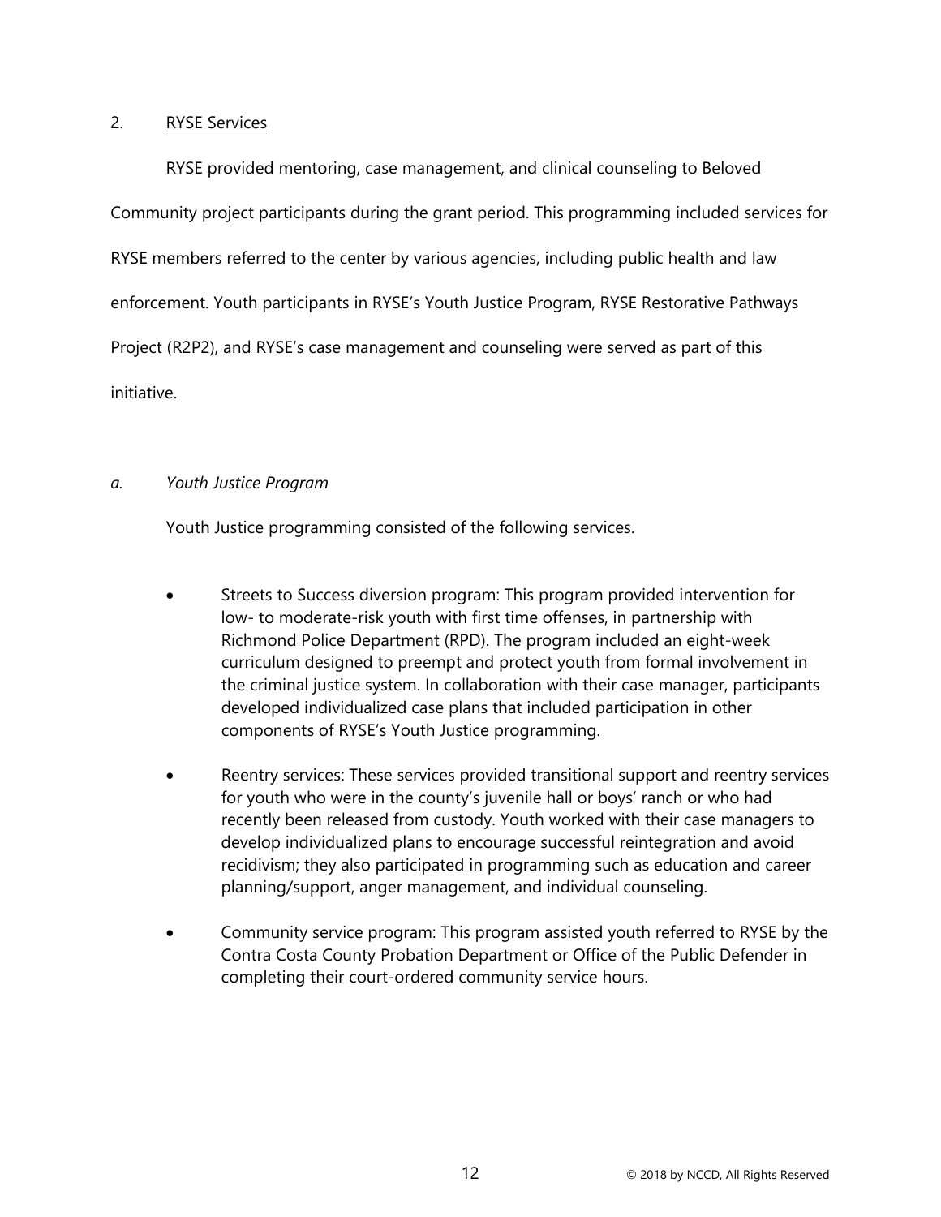## 2. RYSE Services

RYSE provided mentoring, case management, and clinical counseling to Beloved Community project participants during the grant period. This programming included services for RYSE members referred to the center by various agencies, including public health and law enforcement. Youth participants in RYSE's Youth Justice Program, RYSE Restorative Pathways Project (R2P2), and RYSE's case management and counseling were served as part of this initiative.

### *a. Youth Justice Program*

Youth Justice programming consisted of the following services.

- Streets to Success diversion program: This program provided intervention for low- to moderate-risk youth with first time offenses, in partnership with Richmond Police Department (RPD). The program included an eight-week curriculum designed to preempt and protect youth from formal involvement in the criminal justice system. In collaboration with their case manager, participants developed individualized case plans that included participation in other components of RYSE's Youth Justice programming.
- Reentry services: These services provided transitional support and reentry services for youth who were in the county's juvenile hall or boys' ranch or who had recently been released from custody. Youth worked with their case managers to develop individualized plans to encourage successful reintegration and avoid recidivism; they also participated in programming such as education and career planning/support, anger management, and individual counseling.
- Community service program: This program assisted youth referred to RYSE by the Contra Costa County Probation Department or Office of the Public Defender in completing their court-ordered community service hours.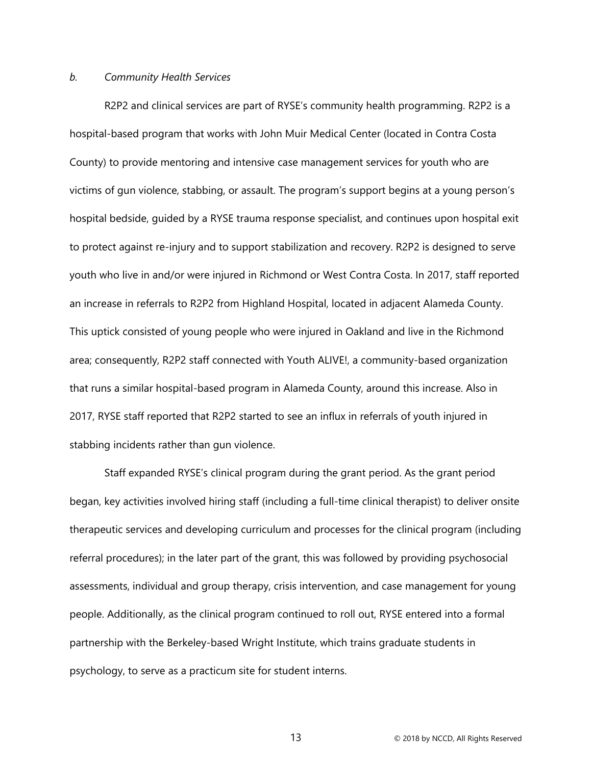*b. Community Health Services*

R2P2 and clinical services are part of RYSE's community health programming. R2P2 is a hospital-based program that works with John Muir Medical Center (located in Contra Costa County) to provide mentoring and intensive case management services for youth who are victims of gun violence, stabbing, or assault. The program's support begins at a young person's hospital bedside, guided by a RYSE trauma response specialist, and continues upon hospital exit to protect against re-injury and to support stabilization and recovery. R2P2 is designed to serve youth who live in and/or were injured in Richmond or West Contra Costa. In 2017, staff reported an increase in referrals to R2P2 from Highland Hospital, located in adjacent Alameda County. This uptick consisted of young people who were injured in Oakland and live in the Richmond area; consequently, R2P2 staff connected with Youth ALIVE!, a community-based organization that runs a similar hospital-based program in Alameda County, around this increase. Also in 2017, RYSE staff reported that R2P2 started to see an influx in referrals of youth injured in stabbing incidents rather than gun violence.

Staff expanded RYSE's clinical program during the grant period. As the grant period began, key activities involved hiring staff (including a full-time clinical therapist) to deliver onsite therapeutic services and developing curriculum and processes for the clinical program (including referral procedures); in the later part of the grant, this was followed by providing psychosocial assessments, individual and group therapy, crisis intervention, and case management for young people. Additionally, as the clinical program continued to roll out, RYSE entered into a formal partnership with the Berkeley-based Wright Institute, which trains graduate students in psychology, to serve as a practicum site for student interns.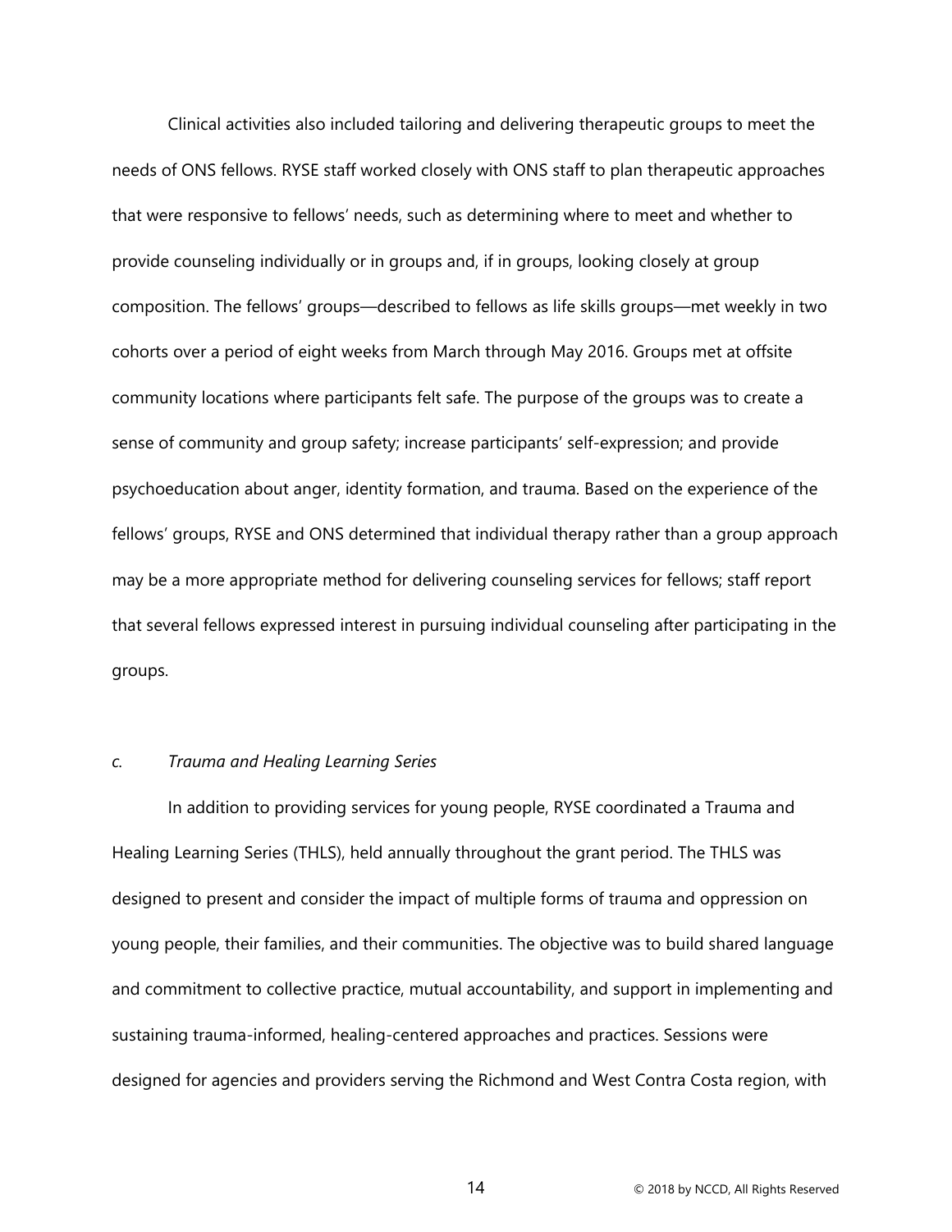Clinical activities also included tailoring and delivering therapeutic groups to meet the needs of ONS fellows. RYSE staff worked closely with ONS staff to plan therapeutic approaches that were responsive to fellows' needs, such as determining where to meet and whether to provide counseling individually or in groups and, if in groups, looking closely at group composition. The fellows' groups—described to fellows as life skills groups—met weekly in two cohorts over a period of eight weeks from March through May 2016. Groups met at offsite community locations where participants felt safe. The purpose of the groups was to create a sense of community and group safety; increase participants' self-expression; and provide psychoeducation about anger, identity formation, and trauma. Based on the experience of the fellows' groups, RYSE and ONS determined that individual therapy rather than a group approach may be a more appropriate method for delivering counseling services for fellows; staff report that several fellows expressed interest in pursuing individual counseling after participating in the groups.

*c. Trauma and Healing Learning Series*

In addition to providing services for young people, RYSE coordinated a Trauma and Healing Learning Series (THLS), held annually throughout the grant period. The THLS was designed to present and consider the impact of multiple forms of trauma and oppression on young people, their families, and their communities. The objective was to build shared language and commitment to collective practice, mutual accountability, and support in implementing and sustaining trauma-informed, healing-centered approaches and practices. Sessions were designed for agencies and providers serving the Richmond and West Contra Costa region, with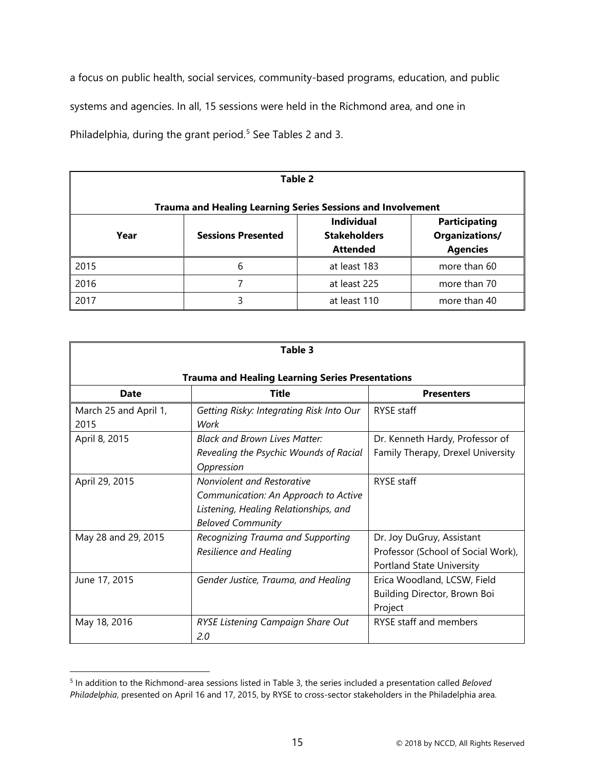a focus on public health, social services, community-based programs, education, and public systems and agencies. In all, 15 sessions were held in the Richmond area, and one in Philadelphia, during the grant period.[5] See Tables 2 and 3.

**Table 2**

**Trauma and Healing Learning Series Sessions and Involvement**

| Year | Sessions Presented | Individual Stakeholders Attended | Participating Organizations/ Agencies |
|---|---|---|---|
| 2015 | 6 | at least 183 | more than 60 |
| 2016 | 7 | at least 225 | more than 70 |
| 2017 | 3 | at least 110 | more than 40 |

**Table 3**

**Trauma and Healing Learning Series Presentations**

| Date | Title | Presenters |
|---|---|---|
| March 25 and April 1, 2015 | *Getting Risky: Integrating Risk Into Our Work* | RYSE staff |
| April 8, 2015 | *Black and Brown Lives Matter: Revealing the Psychic Wounds of Racial Oppression* | Dr. Kenneth Hardy, Professor of Family Therapy, Drexel University |
| April 29, 2015 | *Nonviolent and Restorative Communication: An Approach to Active Listening, Healing Relationships, and Beloved Community* | RYSE staff |
| May 28 and 29, 2015 | *Recognizing Trauma and Supporting Resilience and Healing* | Dr. Joy DuGruy, Assistant Professor (School of Social Work), Portland State University |
| June 17, 2015 | *Gender Justice, Trauma, and Healing* | Erica Woodland, LCSW, Field Building Director, Brown Boi Project |
| May 18, 2016 | *RYSE Listening Campaign Share Out 2.0* | RYSE staff and members |

[5] In addition to the Richmond-area sessions listed in Table 3, the series included a presentation called *Beloved Philadelphia*, presented on April 16 and 17, 2015, by RYSE to cross-sector stakeholders in the Philadelphia area.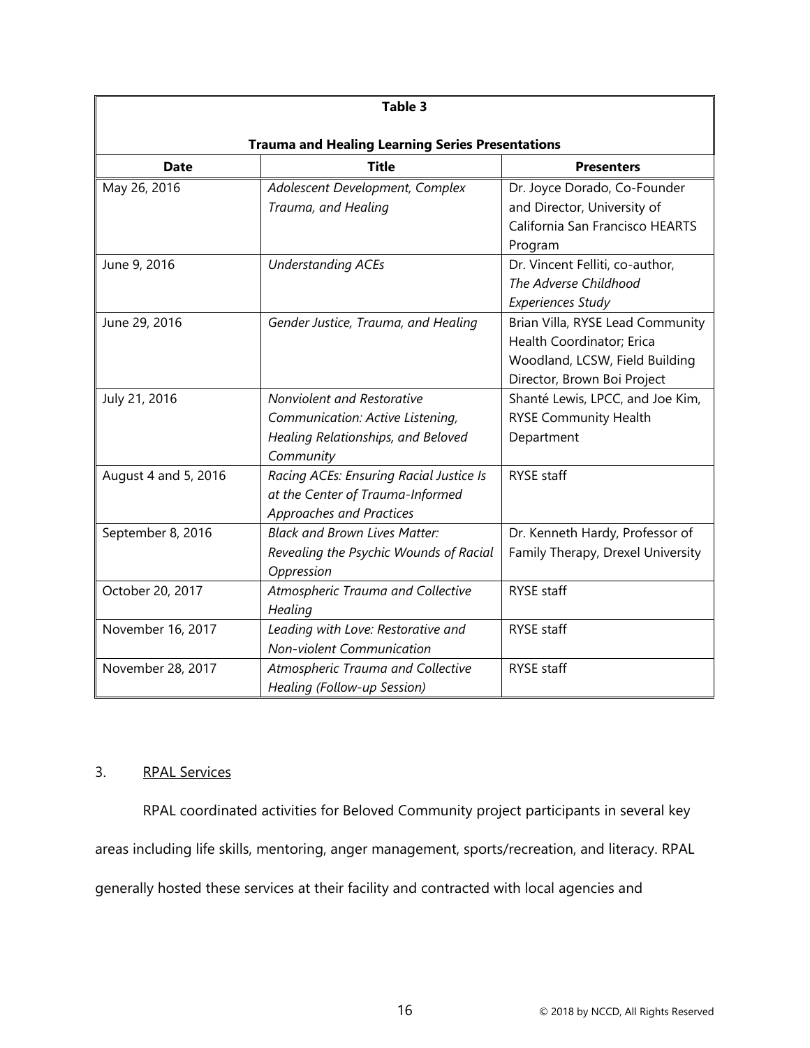**Table 3**

**Trauma and Healing Learning Series Presentations**

| Date | Title | Presenters |
|---|---|---|
| May 26, 2016 | *Adolescent Development, Complex Trauma, and Healing* | Dr. Joyce Dorado, Co-Founder and Director, University of California San Francisco HEARTS Program |
| June 9, 2016 | *Understanding ACEs* | Dr. Vincent Felliti, co-author, *The Adverse Childhood Experiences Study* |
| June 29, 2016 | *Gender Justice, Trauma, and Healing* | Brian Villa, RYSE Lead Community Health Coordinator; Erica Woodland, LCSW, Field Building Director, Brown Boi Project |
| July 21, 2016 | *Nonviolent and Restorative Communication: Active Listening, Healing Relationships, and Beloved Community* | Shanté Lewis, LPCC, and Joe Kim, RYSE Community Health Department |
| August 4 and 5, 2016 | *Racing ACEs: Ensuring Racial Justice Is at the Center of Trauma-Informed Approaches and Practices* | RYSE staff |
| September 8, 2016 | *Black and Brown Lives Matter: Revealing the Psychic Wounds of Racial Oppression* | Dr. Kenneth Hardy, Professor of Family Therapy, Drexel University |
| October 20, 2017 | *Atmospheric Trauma and Collective Healing* | RYSE staff |
| November 16, 2017 | *Leading with Love: Restorative and Non-violent Communication* | RYSE staff |
| November 28, 2017 | *Atmospheric Trauma and Collective Healing (Follow-up Session)* | RYSE staff |

3. RPAL Services

RPAL coordinated activities for Beloved Community project participants in several key areas including life skills, mentoring, anger management, sports/recreation, and literacy. RPAL generally hosted these services at their facility and contracted with local agencies and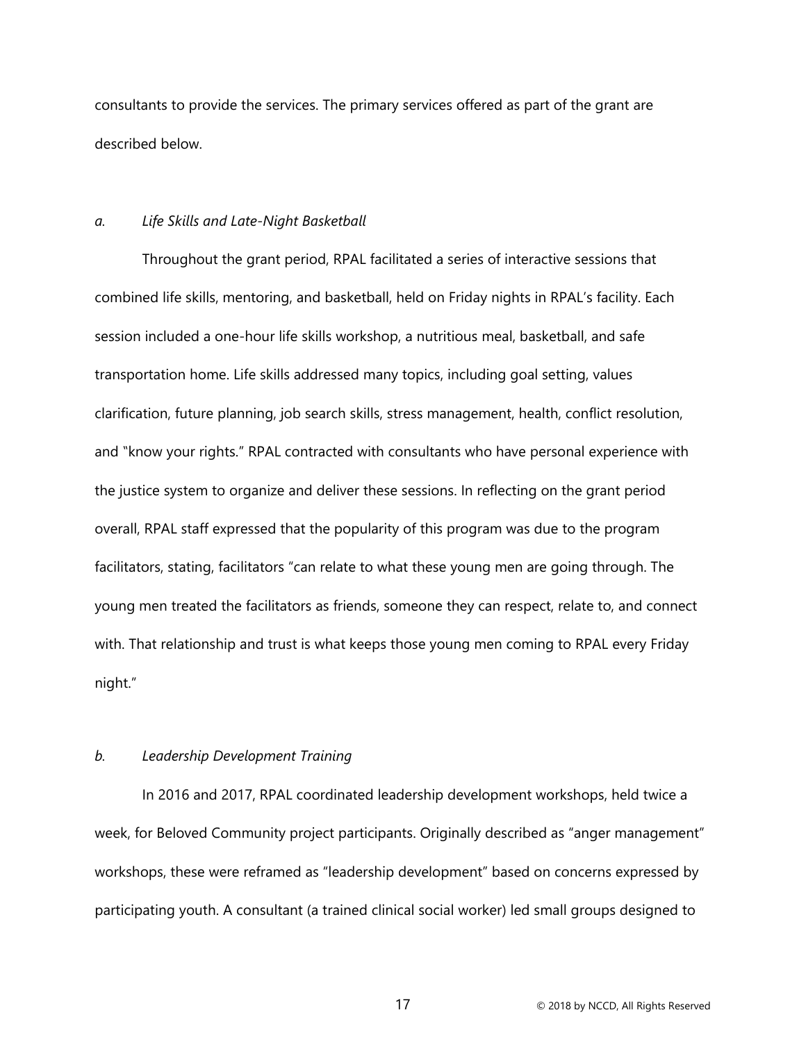consultants to provide the services. The primary services offered as part of the grant are described below.

*a. Life Skills and Late-Night Basketball*

Throughout the grant period, RPAL facilitated a series of interactive sessions that combined life skills, mentoring, and basketball, held on Friday nights in RPAL's facility. Each session included a one-hour life skills workshop, a nutritious meal, basketball, and safe transportation home. Life skills addressed many topics, including goal setting, values clarification, future planning, job search skills, stress management, health, conflict resolution, and "know your rights." RPAL contracted with consultants who have personal experience with the justice system to organize and deliver these sessions. In reflecting on the grant period overall, RPAL staff expressed that the popularity of this program was due to the program facilitators, stating, facilitators "can relate to what these young men are going through. The young men treated the facilitators as friends, someone they can respect, relate to, and connect with. That relationship and trust is what keeps those young men coming to RPAL every Friday night."

*b. Leadership Development Training*

In 2016 and 2017, RPAL coordinated leadership development workshops, held twice a week, for Beloved Community project participants. Originally described as "anger management" workshops, these were reframed as "leadership development" based on concerns expressed by participating youth. A consultant (a trained clinical social worker) led small groups designed to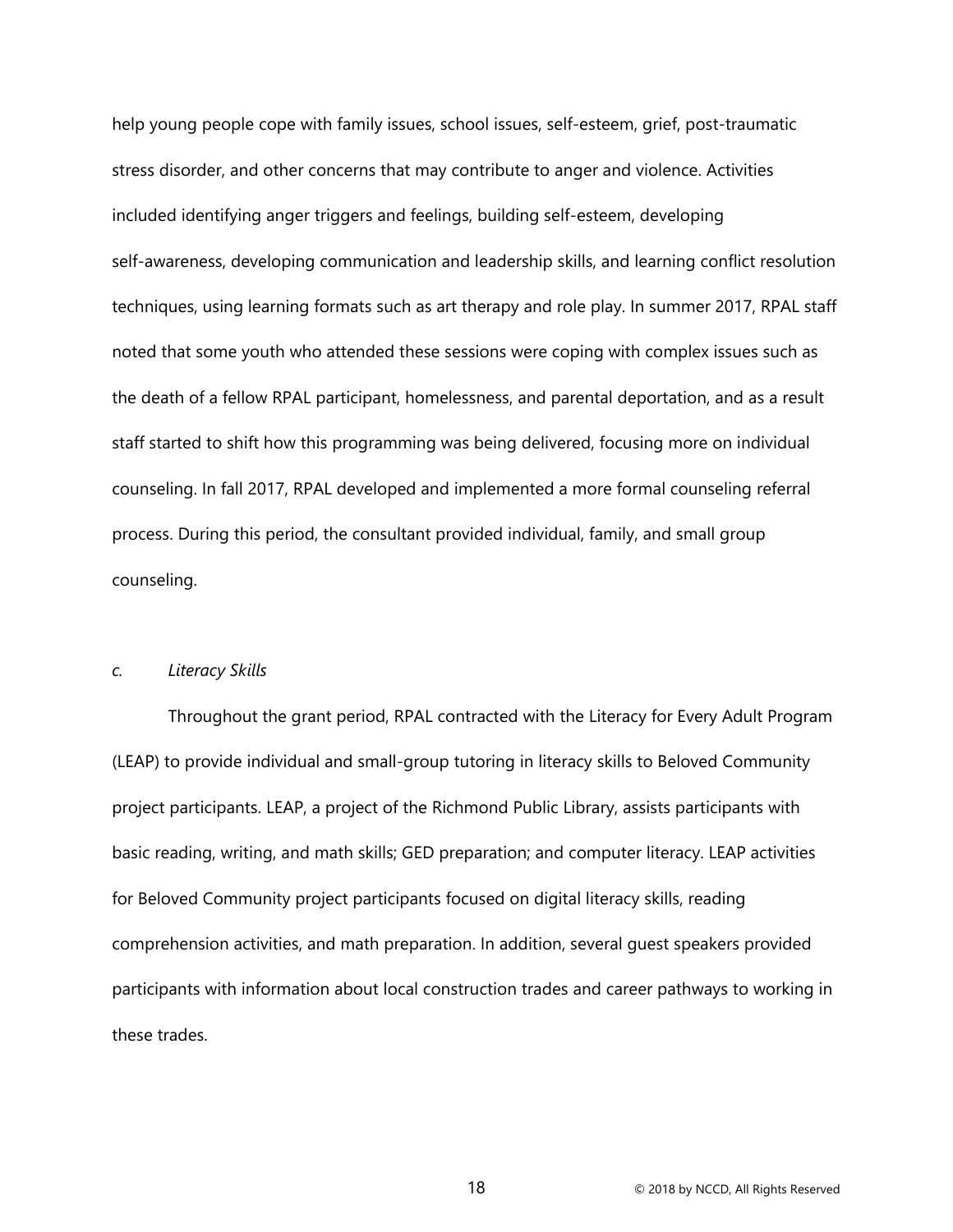help young people cope with family issues, school issues, self-esteem, grief, post-traumatic stress disorder, and other concerns that may contribute to anger and violence. Activities included identifying anger triggers and feelings, building self-esteem, developing self-awareness, developing communication and leadership skills, and learning conflict resolution techniques, using learning formats such as art therapy and role play. In summer 2017, RPAL staff noted that some youth who attended these sessions were coping with complex issues such as the death of a fellow RPAL participant, homelessness, and parental deportation, and as a result staff started to shift how this programming was being delivered, focusing more on individual counseling. In fall 2017, RPAL developed and implemented a more formal counseling referral process. During this period, the consultant provided individual, family, and small group counseling.

*c. Literacy Skills*

Throughout the grant period, RPAL contracted with the Literacy for Every Adult Program (LEAP) to provide individual and small-group tutoring in literacy skills to Beloved Community project participants. LEAP, a project of the Richmond Public Library, assists participants with basic reading, writing, and math skills; GED preparation; and computer literacy. LEAP activities for Beloved Community project participants focused on digital literacy skills, reading comprehension activities, and math preparation. In addition, several guest speakers provided participants with information about local construction trades and career pathways to working in these trades.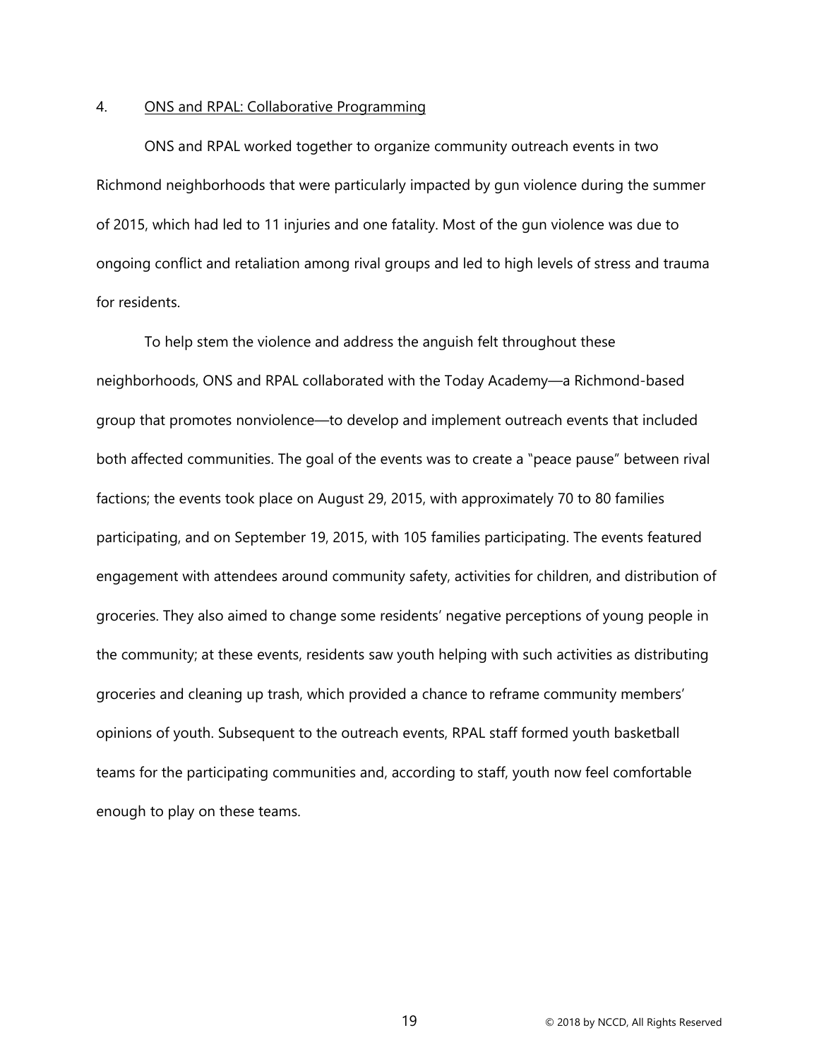4. <u>ONS and RPAL: Collaborative Programming</u>

ONS and RPAL worked together to organize community outreach events in two Richmond neighborhoods that were particularly impacted by gun violence during the summer of 2015, which had led to 11 injuries and one fatality. Most of the gun violence was due to ongoing conflict and retaliation among rival groups and led to high levels of stress and trauma for residents.

To help stem the violence and address the anguish felt throughout these neighborhoods, ONS and RPAL collaborated with the Today Academy—a Richmond-based group that promotes nonviolence—to develop and implement outreach events that included both affected communities. The goal of the events was to create a "peace pause" between rival factions; the events took place on August 29, 2015, with approximately 70 to 80 families participating, and on September 19, 2015, with 105 families participating. The events featured engagement with attendees around community safety, activities for children, and distribution of groceries. They also aimed to change some residents' negative perceptions of young people in the community; at these events, residents saw youth helping with such activities as distributing groceries and cleaning up trash, which provided a chance to reframe community members' opinions of youth. Subsequent to the outreach events, RPAL staff formed youth basketball teams for the participating communities and, according to staff, youth now feel comfortable enough to play on these teams.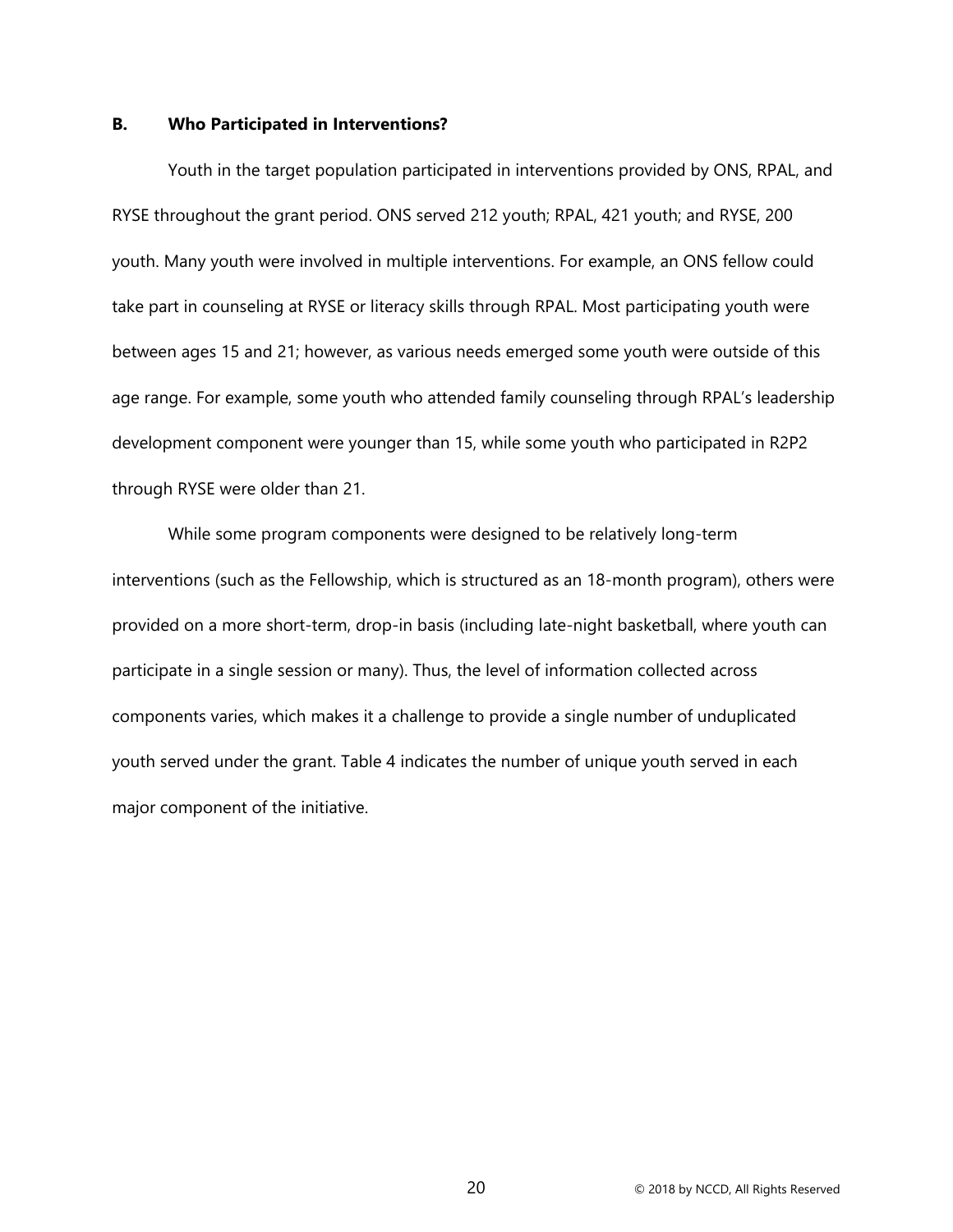### B. Who Participated in Interventions?

Youth in the target population participated in interventions provided by ONS, RPAL, and RYSE throughout the grant period. ONS served 212 youth; RPAL, 421 youth; and RYSE, 200 youth. Many youth were involved in multiple interventions. For example, an ONS fellow could take part in counseling at RYSE or literacy skills through RPAL. Most participating youth were between ages 15 and 21; however, as various needs emerged some youth were outside of this age range. For example, some youth who attended family counseling through RPAL's leadership development component were younger than 15, while some youth who participated in R2P2 through RYSE were older than 21.

While some program components were designed to be relatively long-term interventions (such as the Fellowship, which is structured as an 18-month program), others were provided on a more short-term, drop-in basis (including late-night basketball, where youth can participate in a single session or many). Thus, the level of information collected across components varies, which makes it a challenge to provide a single number of unduplicated youth served under the grant. Table 4 indicates the number of unique youth served in each major component of the initiative.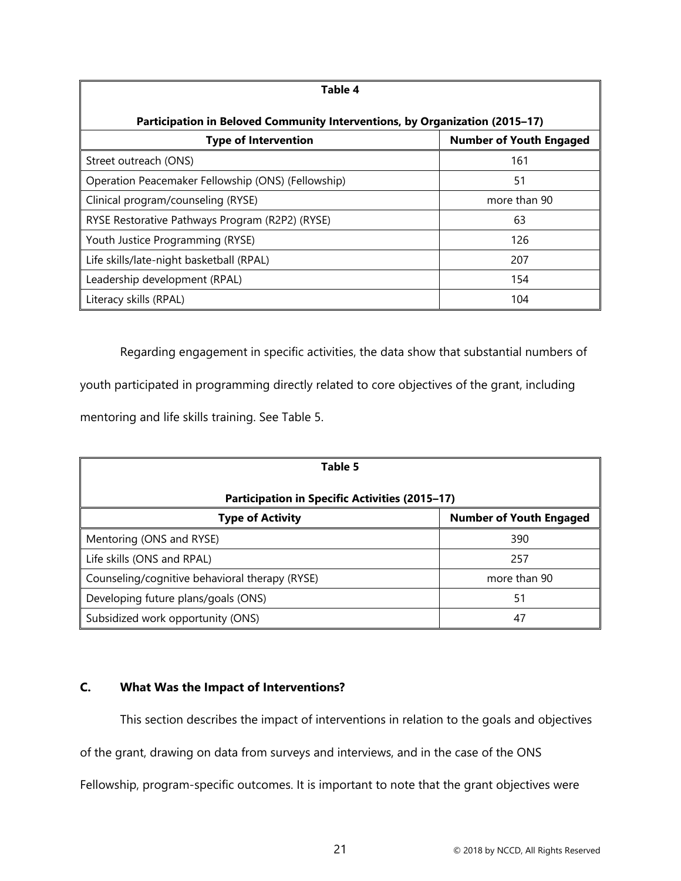**Table 4**

**Participation in Beloved Community Interventions, by Organization (2015–17)**

| Type of Intervention | Number of Youth Engaged |
|---|---|
| Street outreach (ONS) | 161 |
| Operation Peacemaker Fellowship (ONS) (Fellowship) | 51 |
| Clinical program/counseling (RYSE) | more than 90 |
| RYSE Restorative Pathways Program (R2P2) (RYSE) | 63 |
| Youth Justice Programming (RYSE) | 126 |
| Life skills/late-night basketball (RPAL) | 207 |
| Leadership development (RPAL) | 154 |
| Literacy skills (RPAL) | 104 |

Regarding engagement in specific activities, the data show that substantial numbers of youth participated in programming directly related to core objectives of the grant, including mentoring and life skills training. See Table 5.

**Table 5**

**Participation in Specific Activities (2015–17)**

| Type of Activity | Number of Youth Engaged |
|---|---|
| Mentoring (ONS and RYSE) | 390 |
| Life skills (ONS and RPAL) | 257 |
| Counseling/cognitive behavioral therapy (RYSE) | more than 90 |
| Developing future plans/goals (ONS) | 51 |
| Subsidized work opportunity (ONS) | 47 |

## C. What Was the Impact of Interventions?

This section describes the impact of interventions in relation to the goals and objectives of the grant, drawing on data from surveys and interviews, and in the case of the ONS Fellowship, program-specific outcomes. It is important to note that the grant objectives were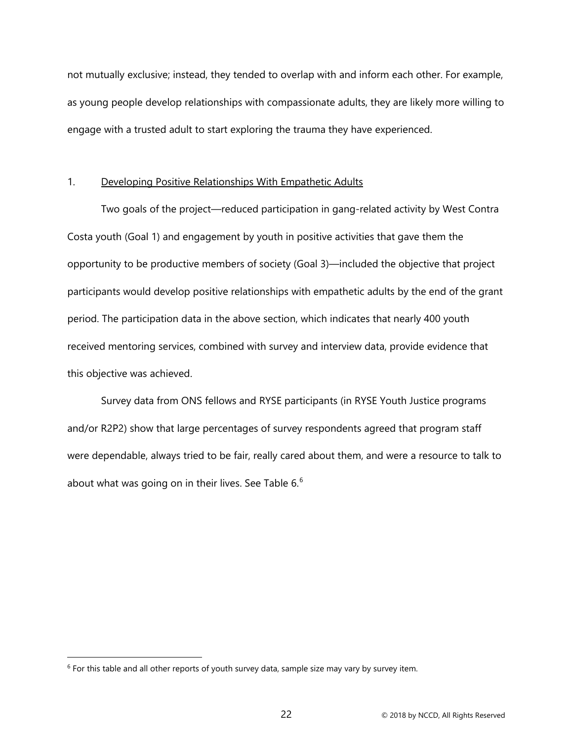not mutually exclusive; instead, they tended to overlap with and inform each other. For example, as young people develop relationships with compassionate adults, they are likely more willing to engage with a trusted adult to start exploring the trauma they have experienced.

### 1. Developing Positive Relationships With Empathetic Adults

Two goals of the project—reduced participation in gang-related activity by West Contra Costa youth (Goal 1) and engagement by youth in positive activities that gave them the opportunity to be productive members of society (Goal 3)—included the objective that project participants would develop positive relationships with empathetic adults by the end of the grant period. The participation data in the above section, which indicates that nearly 400 youth received mentoring services, combined with survey and interview data, provide evidence that this objective was achieved.

Survey data from ONS fellows and RYSE participants (in RYSE Youth Justice programs and/or R2P2) show that large percentages of survey respondents agreed that program staff were dependable, always tried to be fair, really cared about them, and were a resource to talk to about what was going on in their lives. See Table 6.[6]

[6] For this table and all other reports of youth survey data, sample size may vary by survey item.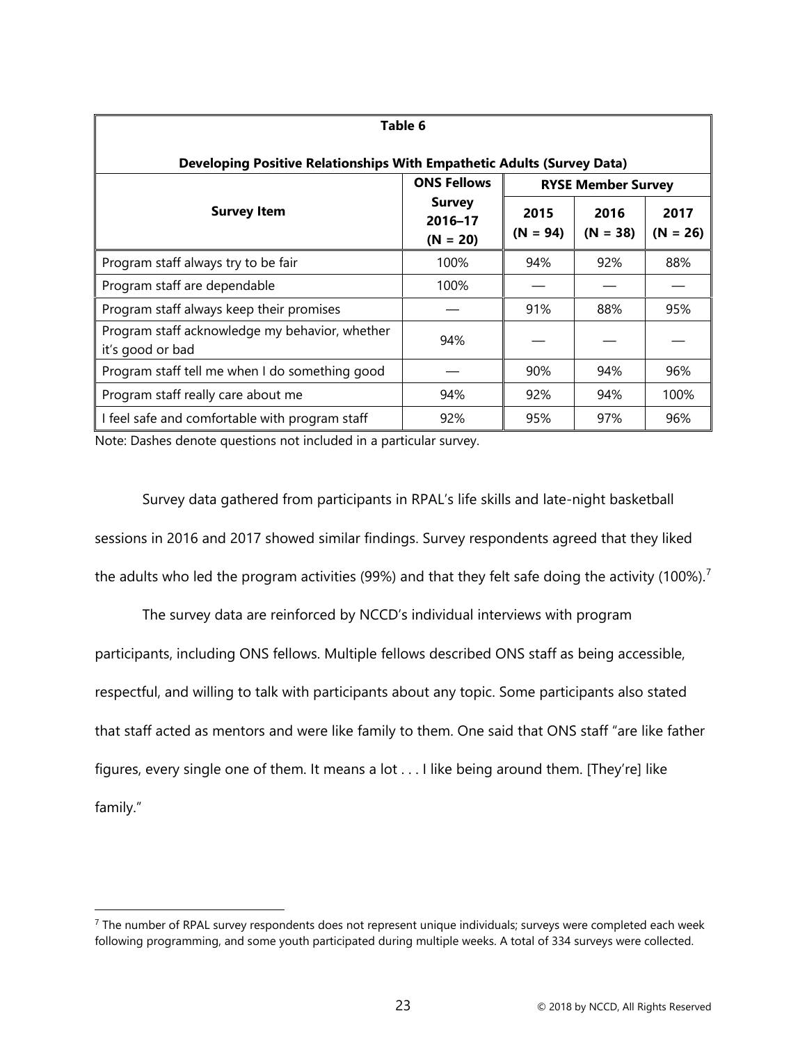**Table 6**

**Developing Positive Relationships With Empathetic Adults (Survey Data)**

| Survey Item | ONS Fellows Survey 2016–17 (N = 20) | RYSE Member Survey | | |
|---|---|---|---|---|
| | | 2015 (N = 94) | 2016 (N = 38) | 2017 (N = 26) |
| Program staff always try to be fair | 100% | 94% | 92% | 88% |
| Program staff are dependable | 100% | — | — | — |
| Program staff always keep their promises | — | 91% | 88% | 95% |
| Program staff acknowledge my behavior, whether it's good or bad | 94% | — | — | — |
| Program staff tell me when I do something good | — | 90% | 94% | 96% |
| Program staff really care about me | 94% | 92% | 94% | 100% |
| I feel safe and comfortable with program staff | 92% | 95% | 97% | 96% |

Note: Dashes denote questions not included in a particular survey.

Survey data gathered from participants in RPAL's life skills and late-night basketball sessions in 2016 and 2017 showed similar findings. Survey respondents agreed that they liked the adults who led the program activities (99%) and that they felt safe doing the activity (100%).[7]

The survey data are reinforced by NCCD's individual interviews with program participants, including ONS fellows. Multiple fellows described ONS staff as being accessible, respectful, and willing to talk with participants about any topic. Some participants also stated that staff acted as mentors and were like family to them. One said that ONS staff "are like father figures, every single one of them. It means a lot . . . I like being around them. [They're] like family."

[7] The number of RPAL survey respondents does not represent unique individuals; surveys were completed each week following programming, and some youth participated during multiple weeks. A total of 334 surveys were collected.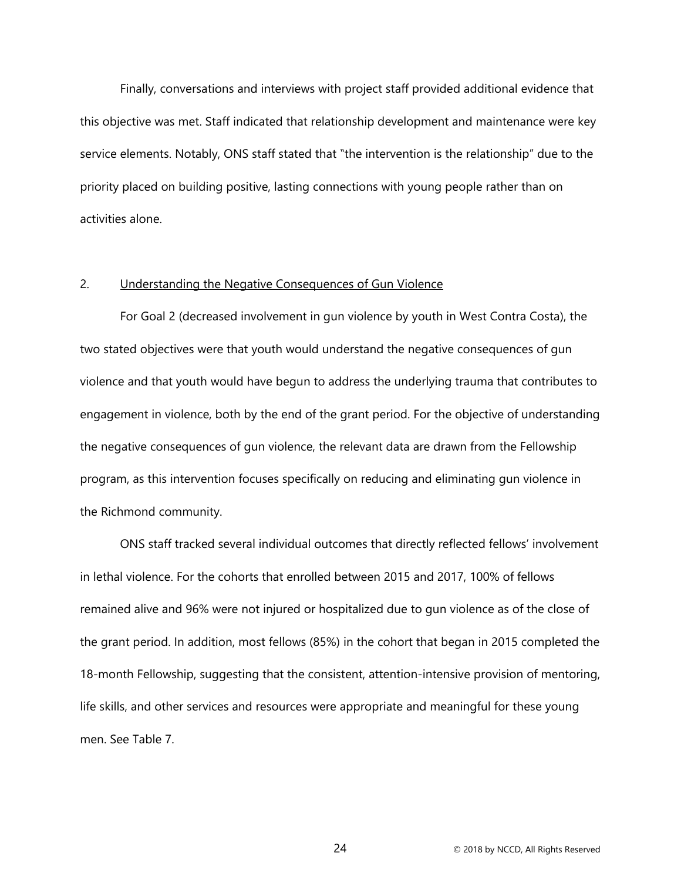Finally, conversations and interviews with project staff provided additional evidence that this objective was met. Staff indicated that relationship development and maintenance were key service elements. Notably, ONS staff stated that "the intervention is the relationship" due to the priority placed on building positive, lasting connections with young people rather than on activities alone.

## 2. Understanding the Negative Consequences of Gun Violence

For Goal 2 (decreased involvement in gun violence by youth in West Contra Costa), the two stated objectives were that youth would understand the negative consequences of gun violence and that youth would have begun to address the underlying trauma that contributes to engagement in violence, both by the end of the grant period. For the objective of understanding the negative consequences of gun violence, the relevant data are drawn from the Fellowship program, as this intervention focuses specifically on reducing and eliminating gun violence in the Richmond community.

ONS staff tracked several individual outcomes that directly reflected fellows' involvement in lethal violence. For the cohorts that enrolled between 2015 and 2017, 100% of fellows remained alive and 96% were not injured or hospitalized due to gun violence as of the close of the grant period. In addition, most fellows (85%) in the cohort that began in 2015 completed the 18-month Fellowship, suggesting that the consistent, attention-intensive provision of mentoring, life skills, and other services and resources were appropriate and meaningful for these young men. See Table 7.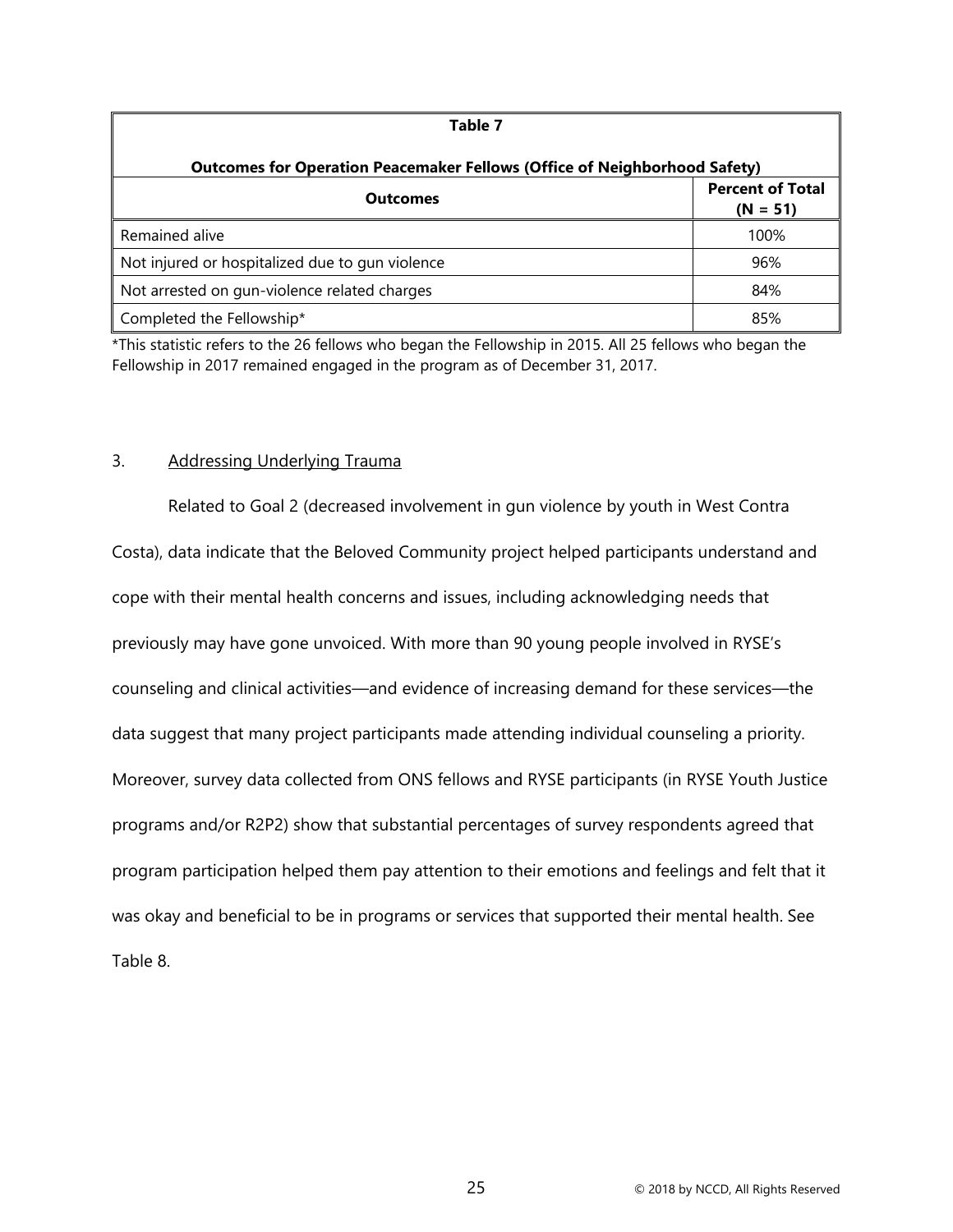**Table 7**

**Outcomes for Operation Peacemaker Fellows (Office of Neighborhood Safety)**

| Outcomes | Percent of Total (N = 51) |
|---|---|
| Remained alive | 100% |
| Not injured or hospitalized due to gun violence | 96% |
| Not arrested on gun-violence related charges | 84% |
| Completed the Fellowship* | 85% |

*This statistic refers to the 26 fellows who began the Fellowship in 2015. All 25 fellows who began the Fellowship in 2017 remained engaged in the program as of December 31, 2017.

3. Addressing Underlying Trauma

Related to Goal 2 (decreased involvement in gun violence by youth in West Contra Costa), data indicate that the Beloved Community project helped participants understand and cope with their mental health concerns and issues, including acknowledging needs that previously may have gone unvoiced. With more than 90 young people involved in RYSE's counseling and clinical activities—and evidence of increasing demand for these services—the data suggest that many project participants made attending individual counseling a priority. Moreover, survey data collected from ONS fellows and RYSE participants (in RYSE Youth Justice programs and/or R2P2) show that substantial percentages of survey respondents agreed that program participation helped them pay attention to their emotions and feelings and felt that it was okay and beneficial to be in programs or services that supported their mental health. See Table 8.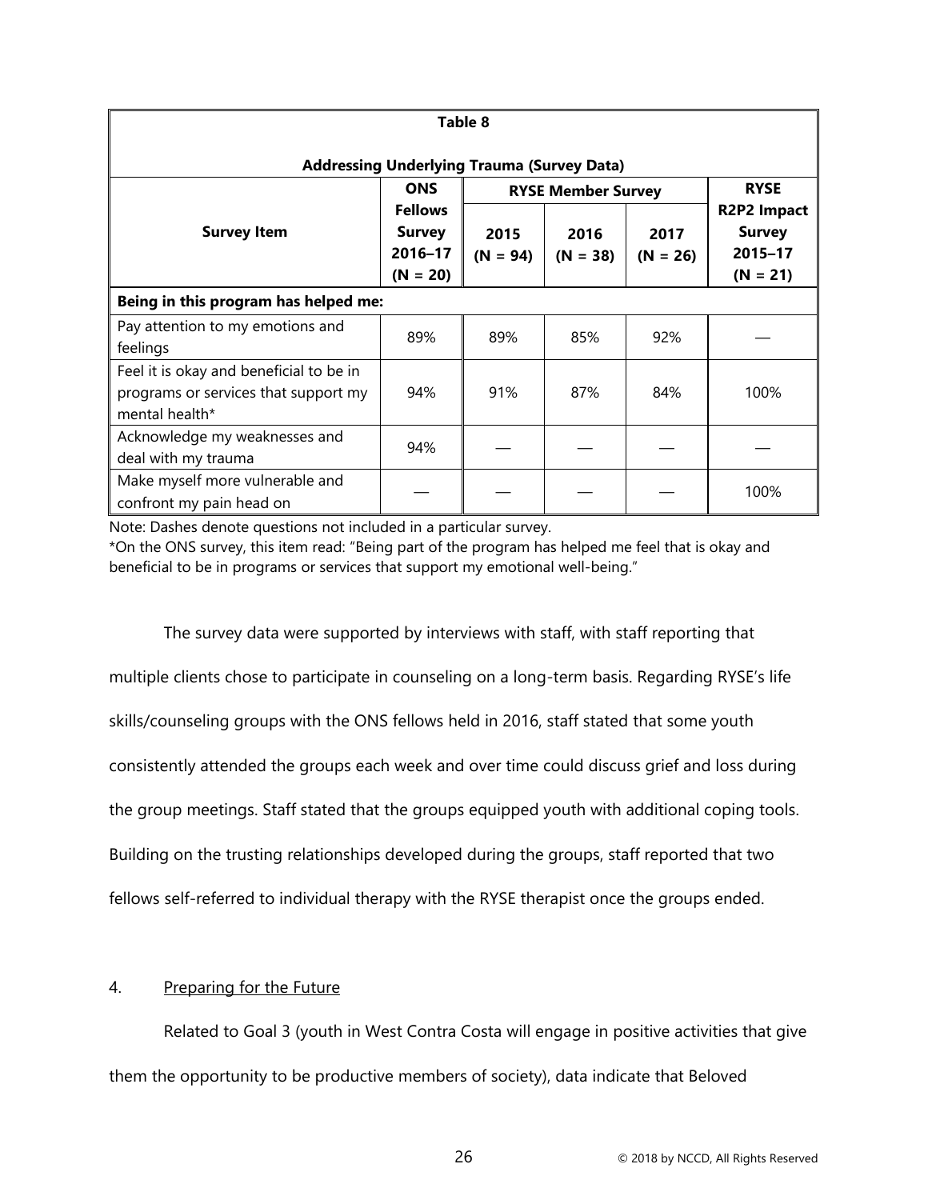**Table 8**

**Addressing Underlying Trauma (Survey Data)**

| Survey Item | ONS Fellows Survey 2016–17 (N = 20) | RYSE Member Survey | | | RYSE R2P2 Impact Survey 2015–17 (N = 21) |
|---|---|---|---|---|---|
| | | 2015 (N = 94) | 2016 (N = 38) | 2017 (N = 26) | |
| **Being in this program has helped me:** | | | | | |
| Pay attention to my emotions and feelings | 89% | 89% | 85% | 92% | — |
| Feel it is okay and beneficial to be in programs or services that support my mental health* | 94% | 91% | 87% | 84% | 100% |
| Acknowledge my weaknesses and deal with my trauma | 94% | — | — | — | — |
| Make myself more vulnerable and confront my pain head on | — | — | — | — | 100% |

Note: Dashes denote questions not included in a particular survey.

*On the ONS survey, this item read: "Being part of the program has helped me feel that is okay and beneficial to be in programs or services that support my emotional well-being."

The survey data were supported by interviews with staff, with staff reporting that multiple clients chose to participate in counseling on a long-term basis. Regarding RYSE's life skills/counseling groups with the ONS fellows held in 2016, staff stated that some youth consistently attended the groups each week and over time could discuss grief and loss during the group meetings. Staff stated that the groups equipped youth with additional coping tools. Building on the trusting relationships developed during the groups, staff reported that two fellows self-referred to individual therapy with the RYSE therapist once the groups ended.

4. Preparing for the Future

Related to Goal 3 (youth in West Contra Costa will engage in positive activities that give them the opportunity to be productive members of society), data indicate that Beloved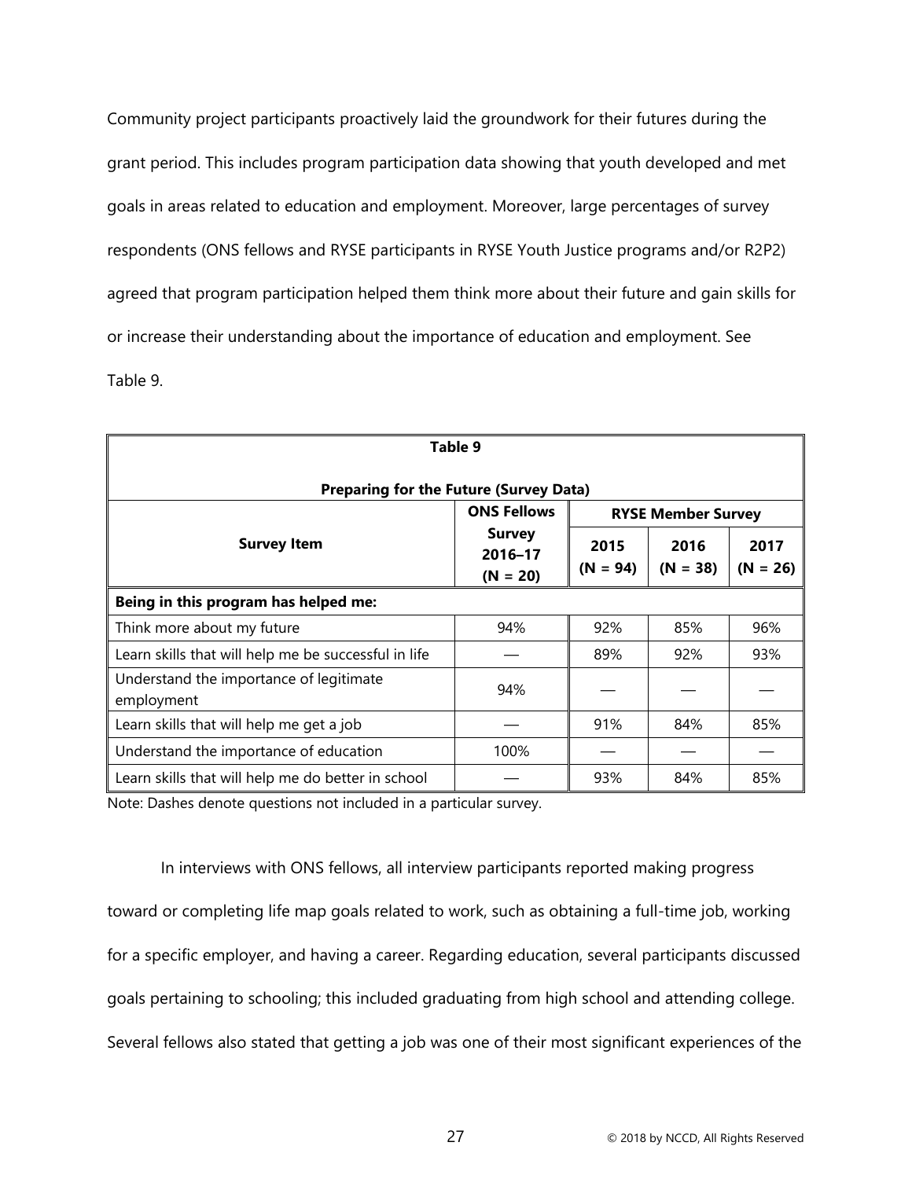Community project participants proactively laid the groundwork for their futures during the grant period. This includes program participation data showing that youth developed and met goals in areas related to education and employment. Moreover, large percentages of survey respondents (ONS fellows and RYSE participants in RYSE Youth Justice programs and/or R2P2) agreed that program participation helped them think more about their future and gain skills for or increase their understanding about the importance of education and employment. See Table 9.

**Table 9**

**Preparing for the Future (Survey Data)**

| Survey Item | ONS Fellows Survey 2016–17 (N = 20) | RYSE Member Survey | | |
|---|---|---|---|---|
| | | 2015 (N = 94) | 2016 (N = 38) | 2017 (N = 26) |
| **Being in this program has helped me:** | | | | |
| Think more about my future | 94% | 92% | 85% | 96% |
| Learn skills that will help me be successful in life | — | 89% | 92% | 93% |
| Understand the importance of legitimate employment | 94% | — | — | — |
| Learn skills that will help me get a job | — | 91% | 84% | 85% |
| Understand the importance of education | 100% | — | — | — |
| Learn skills that will help me do better in school | — | 93% | 84% | 85% |

Note: Dashes denote questions not included in a particular survey.

In interviews with ONS fellows, all interview participants reported making progress toward or completing life map goals related to work, such as obtaining a full-time job, working for a specific employer, and having a career. Regarding education, several participants discussed goals pertaining to schooling; this included graduating from high school and attending college. Several fellows also stated that getting a job was one of their most significant experiences of the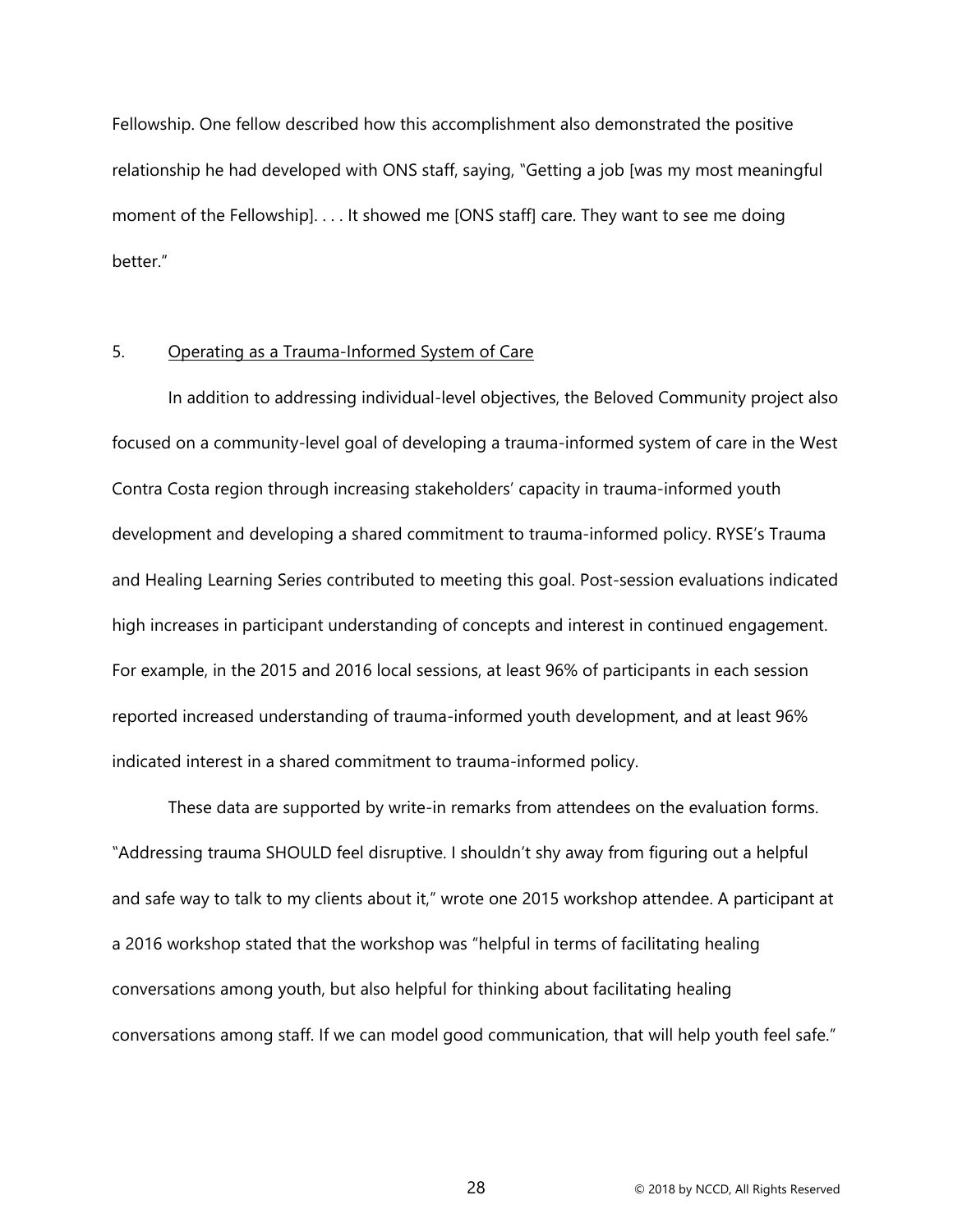Fellowship. One fellow described how this accomplishment also demonstrated the positive relationship he had developed with ONS staff, saying, "Getting a job [was my most meaningful moment of the Fellowship]. . . . It showed me [ONS staff] care. They want to see me doing better."

### 5. Operating as a Trauma-Informed System of Care

In addition to addressing individual-level objectives, the Beloved Community project also focused on a community-level goal of developing a trauma-informed system of care in the West Contra Costa region through increasing stakeholders' capacity in trauma-informed youth development and developing a shared commitment to trauma-informed policy. RYSE's Trauma and Healing Learning Series contributed to meeting this goal. Post-session evaluations indicated high increases in participant understanding of concepts and interest in continued engagement. For example, in the 2015 and 2016 local sessions, at least 96% of participants in each session reported increased understanding of trauma-informed youth development, and at least 96% indicated interest in a shared commitment to trauma-informed policy.

These data are supported by write-in remarks from attendees on the evaluation forms. "Addressing trauma SHOULD feel disruptive. I shouldn't shy away from figuring out a helpful and safe way to talk to my clients about it," wrote one 2015 workshop attendee. A participant at a 2016 workshop stated that the workshop was "helpful in terms of facilitating healing conversations among youth, but also helpful for thinking about facilitating healing conversations among staff. If we can model good communication, that will help youth feel safe."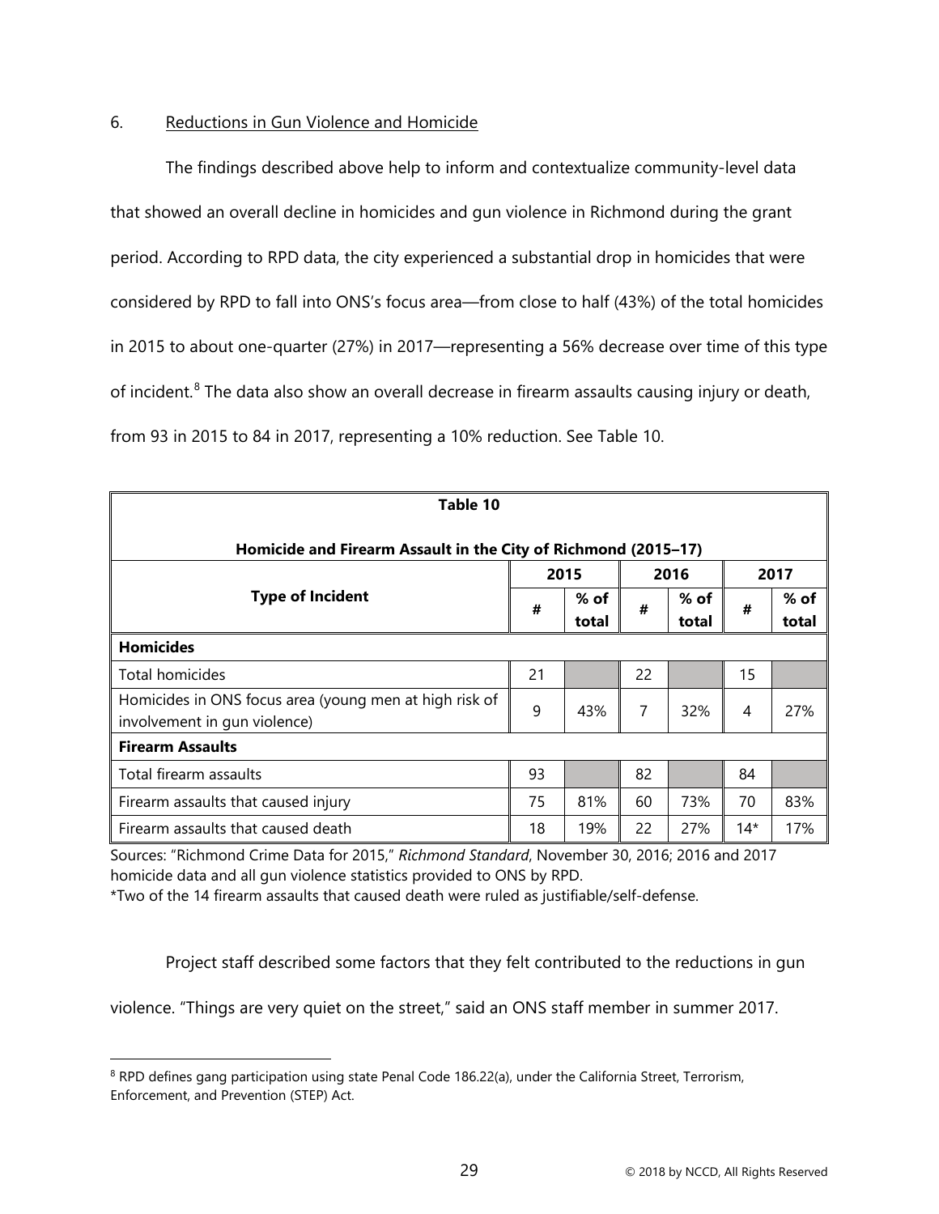6. Reductions in Gun Violence and Homicide

The findings described above help to inform and contextualize community-level data that showed an overall decline in homicides and gun violence in Richmond during the grant period. According to RPD data, the city experienced a substantial drop in homicides that were considered by RPD to fall into ONS's focus area—from close to half (43%) of the total homicides in 2015 to about one-quarter (27%) in 2017—representing a 56% decrease over time of this type of incident.[8] The data also show an overall decrease in firearm assaults causing injury or death, from 93 in 2015 to 84 in 2017, representing a 10% reduction. See Table 10.

**Table 10**

**Homicide and Firearm Assault in the City of Richmond (2015–17)**

| Type of Incident | 2015 | | 2016 | | 2017 | |
|---|---|---|---|---|---|---|
| | # | % of total | # | % of total | # | % of total |
| **Homicides** | | | | | | |
| Total homicides | 21 | | 22 | | 15 | |
| Homicides in ONS focus area (young men at high risk of involvement in gun violence) | 9 | 43% | 7 | 32% | 4 | 27% |
| **Firearm Assaults** | | | | | | |
| Total firearm assaults | 93 | | 82 | | 84 | |
| Firearm assaults that caused injury | 75 | 81% | 60 | 73% | 70 | 83% |
| Firearm assaults that caused death | 18 | 19% | 22 | 27% | 14* | 17% |

Sources: "Richmond Crime Data for 2015," *Richmond Standard*, November 30, 2016; 2016 and 2017 homicide data and all gun violence statistics provided to ONS by RPD.
*Two of the 14 firearm assaults that caused death were ruled as justifiable/self-defense.

Project staff described some factors that they felt contributed to the reductions in gun violence. "Things are very quiet on the street," said an ONS staff member in summer 2017.

[8] RPD defines gang participation using state Penal Code 186.22(a), under the California Street, Terrorism, Enforcement, and Prevention (STEP) Act.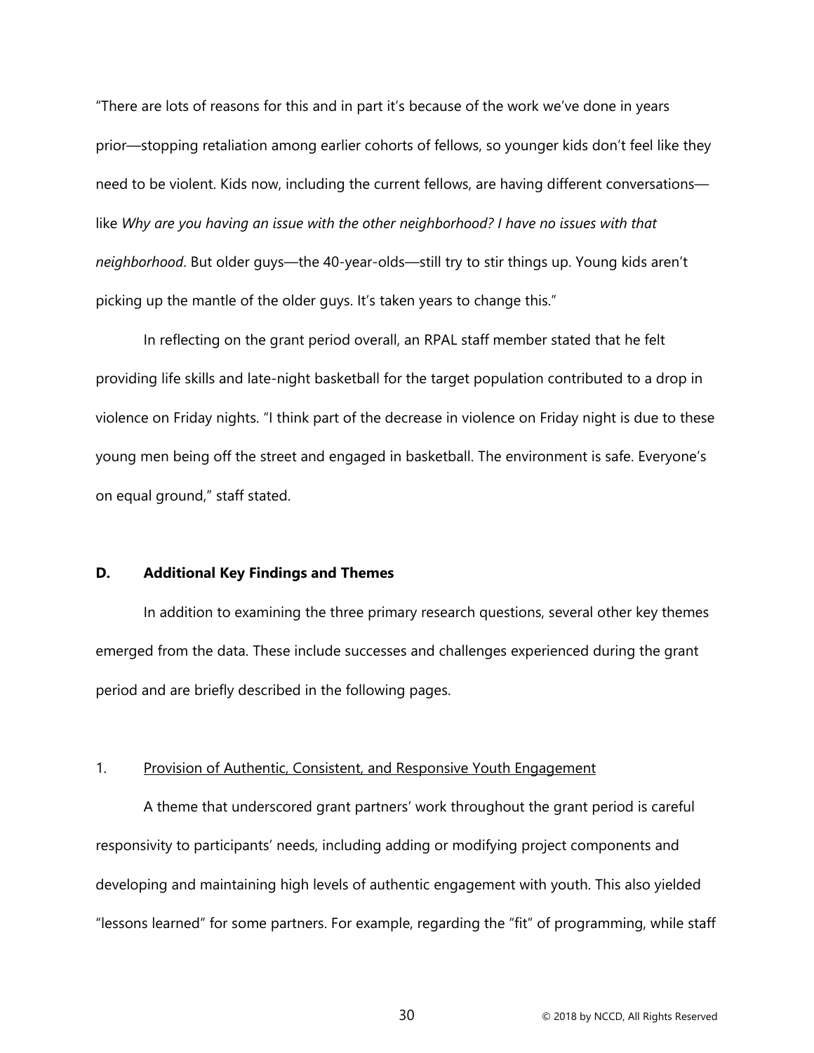"There are lots of reasons for this and in part it's because of the work we've done in years prior—stopping retaliation among earlier cohorts of fellows, so younger kids don't feel like they need to be violent. Kids now, including the current fellows, are having different conversations—like *Why are you having an issue with the other neighborhood? I have no issues with that neighborhood*. But older guys—the 40-year-olds—still try to stir things up. Young kids aren't picking up the mantle of the older guys. It's taken years to change this."

In reflecting on the grant period overall, an RPAL staff member stated that he felt providing life skills and late-night basketball for the target population contributed to a drop in violence on Friday nights. "I think part of the decrease in violence on Friday night is due to these young men being off the street and engaged in basketball. The environment is safe. Everyone's on equal ground," staff stated.

### D. Additional Key Findings and Themes

In addition to examining the three primary research questions, several other key themes emerged from the data. These include successes and challenges experienced during the grant period and are briefly described in the following pages.

#### 1. Provision of Authentic, Consistent, and Responsive Youth Engagement

A theme that underscored grant partners' work throughout the grant period is careful responsivity to participants' needs, including adding or modifying project components and developing and maintaining high levels of authentic engagement with youth. This also yielded "lessons learned" for some partners. For example, regarding the "fit" of programming, while staff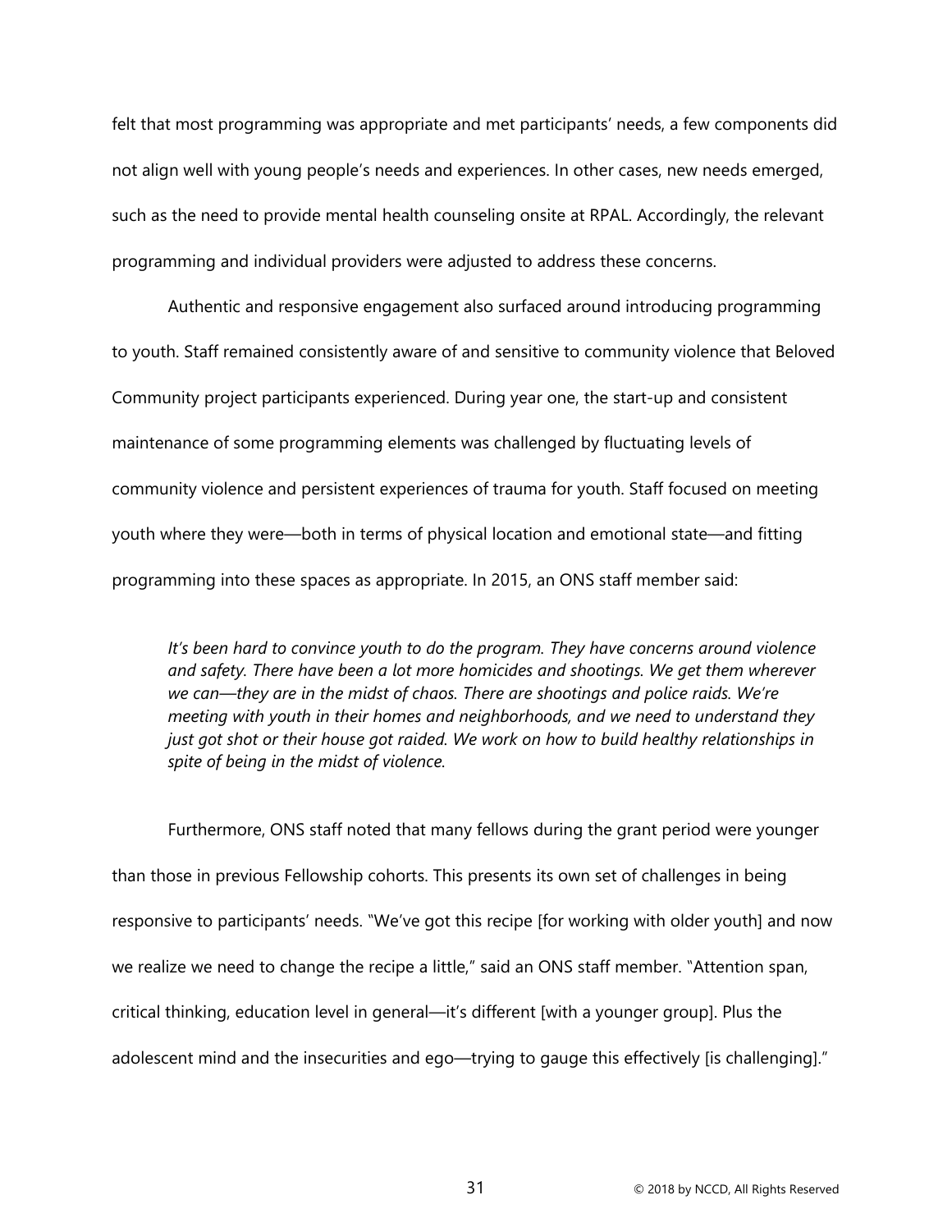felt that most programming was appropriate and met participants' needs, a few components did not align well with young people's needs and experiences. In other cases, new needs emerged, such as the need to provide mental health counseling onsite at RPAL. Accordingly, the relevant programming and individual providers were adjusted to address these concerns.

Authentic and responsive engagement also surfaced around introducing programming to youth. Staff remained consistently aware of and sensitive to community violence that Beloved Community project participants experienced. During year one, the start-up and consistent maintenance of some programming elements was challenged by fluctuating levels of community violence and persistent experiences of trauma for youth. Staff focused on meeting youth where they were—both in terms of physical location and emotional state—and fitting programming into these spaces as appropriate. In 2015, an ONS staff member said:

> *It's been hard to convince youth to do the program. They have concerns around violence and safety. There have been a lot more homicides and shootings. We get them wherever we can—they are in the midst of chaos. There are shootings and police raids. We're meeting with youth in their homes and neighborhoods, and we need to understand they just got shot or their house got raided. We work on how to build healthy relationships in spite of being in the midst of violence.*

Furthermore, ONS staff noted that many fellows during the grant period were younger than those in previous Fellowship cohorts. This presents its own set of challenges in being responsive to participants' needs. "We've got this recipe [for working with older youth] and now we realize we need to change the recipe a little," said an ONS staff member. "Attention span, critical thinking, education level in general—it's different [with a younger group]. Plus the adolescent mind and the insecurities and ego—trying to gauge this effectively [is challenging]."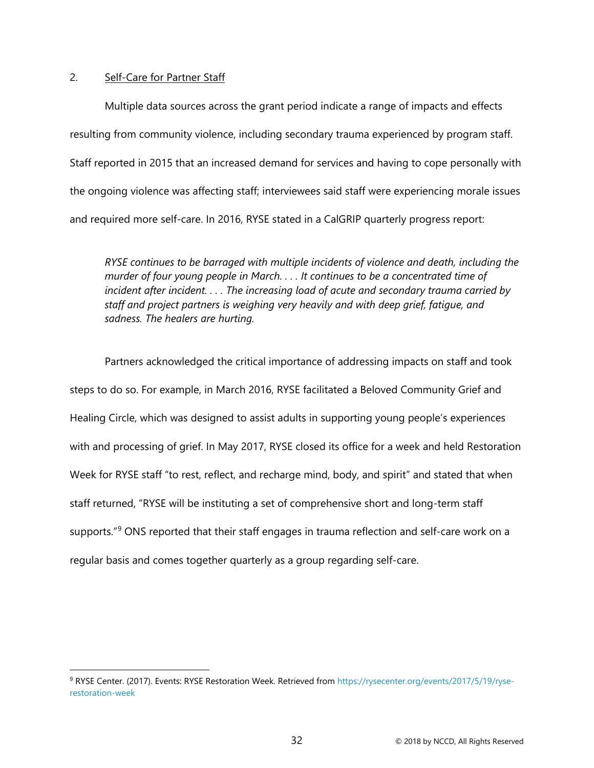2. Self-Care for Partner Staff

Multiple data sources across the grant period indicate a range of impacts and effects resulting from community violence, including secondary trauma experienced by program staff. Staff reported in 2015 that an increased demand for services and having to cope personally with the ongoing violence was affecting staff; interviewees said staff were experiencing morale issues and required more self-care. In 2016, RYSE stated in a CalGRIP quarterly progress report:

> *RYSE continues to be barraged with multiple incidents of violence and death, including the murder of four young people in March. . . . It continues to be a concentrated time of incident after incident. . . . The increasing load of acute and secondary trauma carried by staff and project partners is weighing very heavily and with deep grief, fatigue, and sadness. The healers are hurting.*

Partners acknowledged the critical importance of addressing impacts on staff and took steps to do so. For example, in March 2016, RYSE facilitated a Beloved Community Grief and Healing Circle, which was designed to assist adults in supporting young people's experiences with and processing of grief. In May 2017, RYSE closed its office for a week and held Restoration Week for RYSE staff "to rest, reflect, and recharge mind, body, and spirit" and stated that when staff returned, "RYSE will be instituting a set of comprehensive short and long-term staff supports."[9] ONS reported that their staff engages in trauma reflection and self-care work on a regular basis and comes together quarterly as a group regarding self-care.

---

[9] RYSE Center. (2017). Events: RYSE Restoration Week. Retrieved from https://rysecenter.org/events/2017/5/19/ryse-restoration-week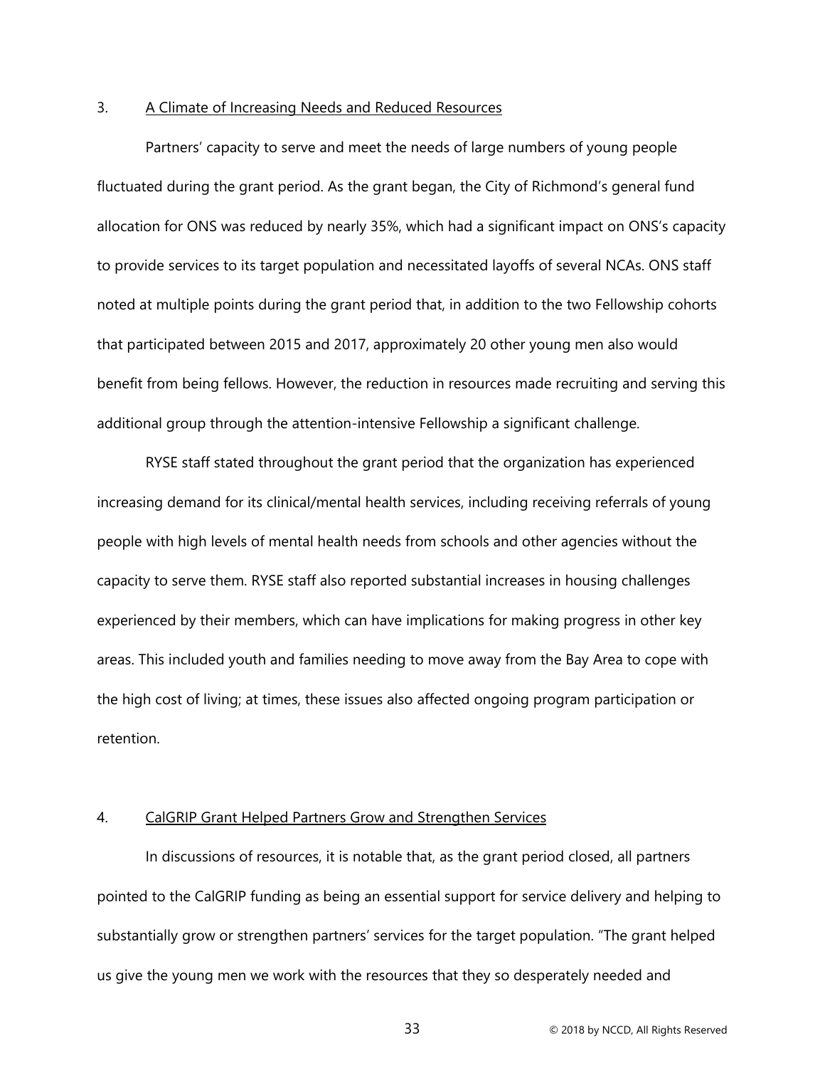### 3. A Climate of Increasing Needs and Reduced Resources

Partners' capacity to serve and meet the needs of large numbers of young people fluctuated during the grant period. As the grant began, the City of Richmond's general fund allocation for ONS was reduced by nearly 35%, which had a significant impact on ONS's capacity to provide services to its target population and necessitated layoffs of several NCAs. ONS staff noted at multiple points during the grant period that, in addition to the two Fellowship cohorts that participated between 2015 and 2017, approximately 20 other young men also would benefit from being fellows. However, the reduction in resources made recruiting and serving this additional group through the attention-intensive Fellowship a significant challenge.

RYSE staff stated throughout the grant period that the organization has experienced increasing demand for its clinical/mental health services, including receiving referrals of young people with high levels of mental health needs from schools and other agencies without the capacity to serve them. RYSE staff also reported substantial increases in housing challenges experienced by their members, which can have implications for making progress in other key areas. This included youth and families needing to move away from the Bay Area to cope with the high cost of living; at times, these issues also affected ongoing program participation or retention.

### 4. CalGRIP Grant Helped Partners Grow and Strengthen Services

In discussions of resources, it is notable that, as the grant period closed, all partners pointed to the CalGRIP funding as being an essential support for service delivery and helping to substantially grow or strengthen partners' services for the target population. "The grant helped us give the young men we work with the resources that they so desperately needed and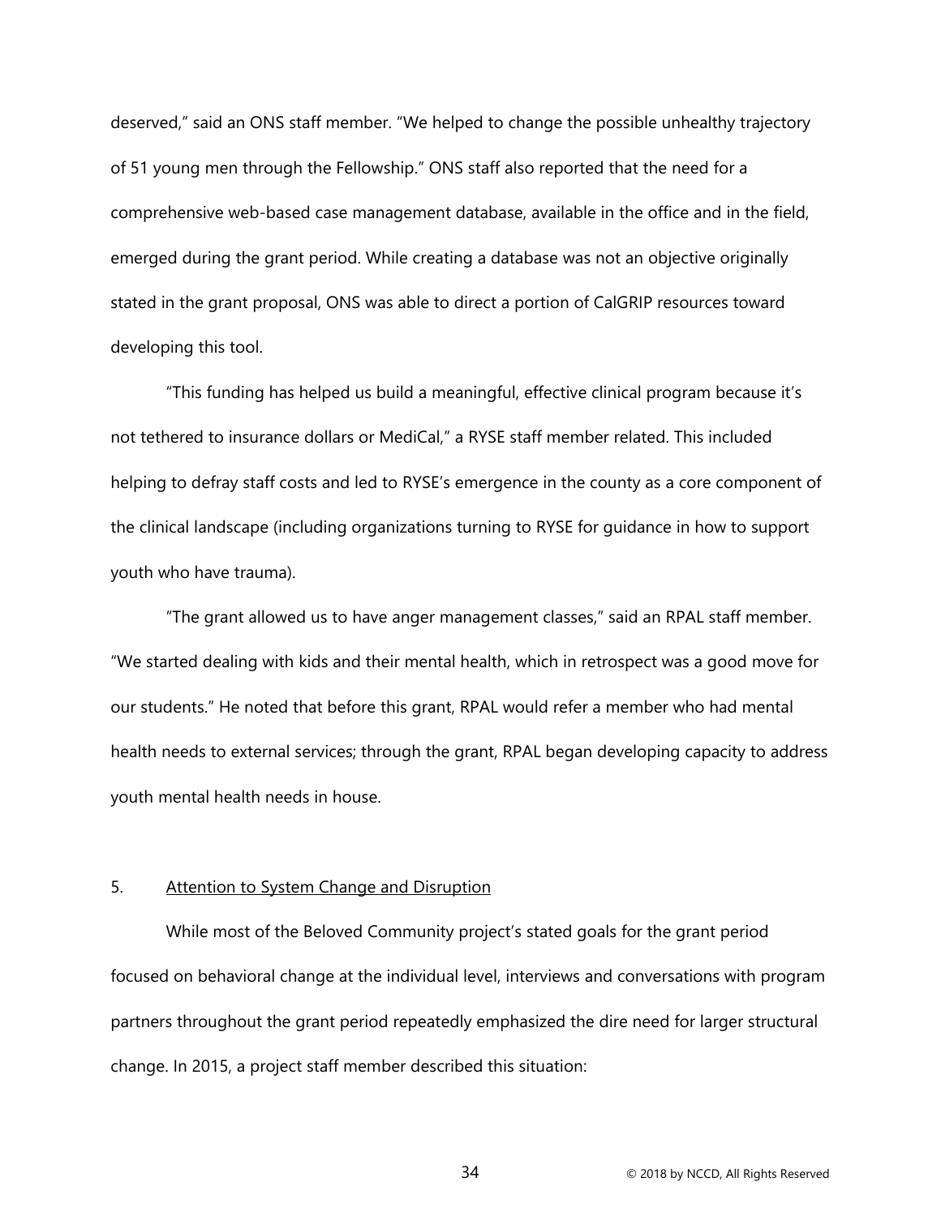deserved," said an ONS staff member. "We helped to change the possible unhealthy trajectory of 51 young men through the Fellowship." ONS staff also reported that the need for a comprehensive web-based case management database, available in the office and in the field, emerged during the grant period. While creating a database was not an objective originally stated in the grant proposal, ONS was able to direct a portion of CalGRIP resources toward developing this tool.

"This funding has helped us build a meaningful, effective clinical program because it's not tethered to insurance dollars or MediCal," a RYSE staff member related. This included helping to defray staff costs and led to RYSE's emergence in the county as a core component of the clinical landscape (including organizations turning to RYSE for guidance in how to support youth who have trauma).

"The grant allowed us to have anger management classes," said an RPAL staff member. "We started dealing with kids and their mental health, which in retrospect was a good move for our students." He noted that before this grant, RPAL would refer a member who had mental health needs to external services; through the grant, RPAL began developing capacity to address youth mental health needs in house.

5. <u>Attention to System Change and Disruption</u>

While most of the Beloved Community project's stated goals for the grant period focused on behavioral change at the individual level, interviews and conversations with program partners throughout the grant period repeatedly emphasized the dire need for larger structural change. In 2015, a project staff member described this situation: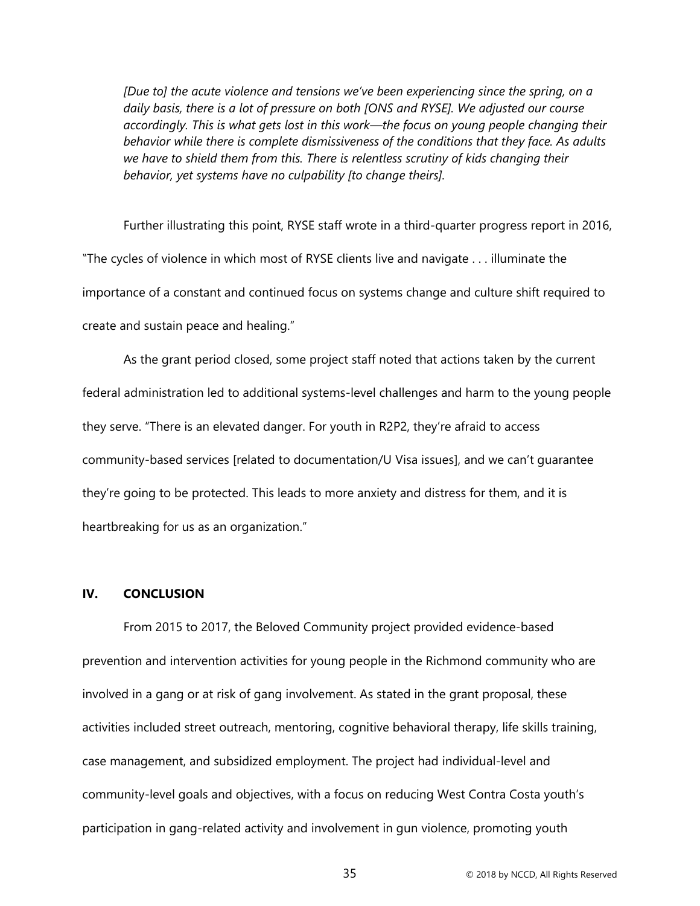*[Due to] the acute violence and tensions we've been experiencing since the spring, on a daily basis, there is a lot of pressure on both [ONS and RYSE]. We adjusted our course accordingly. This is what gets lost in this work—the focus on young people changing their behavior while there is complete dismissiveness of the conditions that they face. As adults we have to shield them from this. There is relentless scrutiny of kids changing their behavior, yet systems have no culpability [to change theirs].*

Further illustrating this point, RYSE staff wrote in a third-quarter progress report in 2016, "The cycles of violence in which most of RYSE clients live and navigate . . . illuminate the importance of a constant and continued focus on systems change and culture shift required to create and sustain peace and healing."

As the grant period closed, some project staff noted that actions taken by the current federal administration led to additional systems-level challenges and harm to the young people they serve. "There is an elevated danger. For youth in R2P2, they're afraid to access community-based services [related to documentation/U Visa issues], and we can't guarantee they're going to be protected. This leads to more anxiety and distress for them, and it is heartbreaking for us as an organization."

## IV. CONCLUSION

From 2015 to 2017, the Beloved Community project provided evidence-based prevention and intervention activities for young people in the Richmond community who are involved in a gang or at risk of gang involvement. As stated in the grant proposal, these activities included street outreach, mentoring, cognitive behavioral therapy, life skills training, case management, and subsidized employment. The project had individual-level and community-level goals and objectives, with a focus on reducing West Contra Costa youth's participation in gang-related activity and involvement in gun violence, promoting youth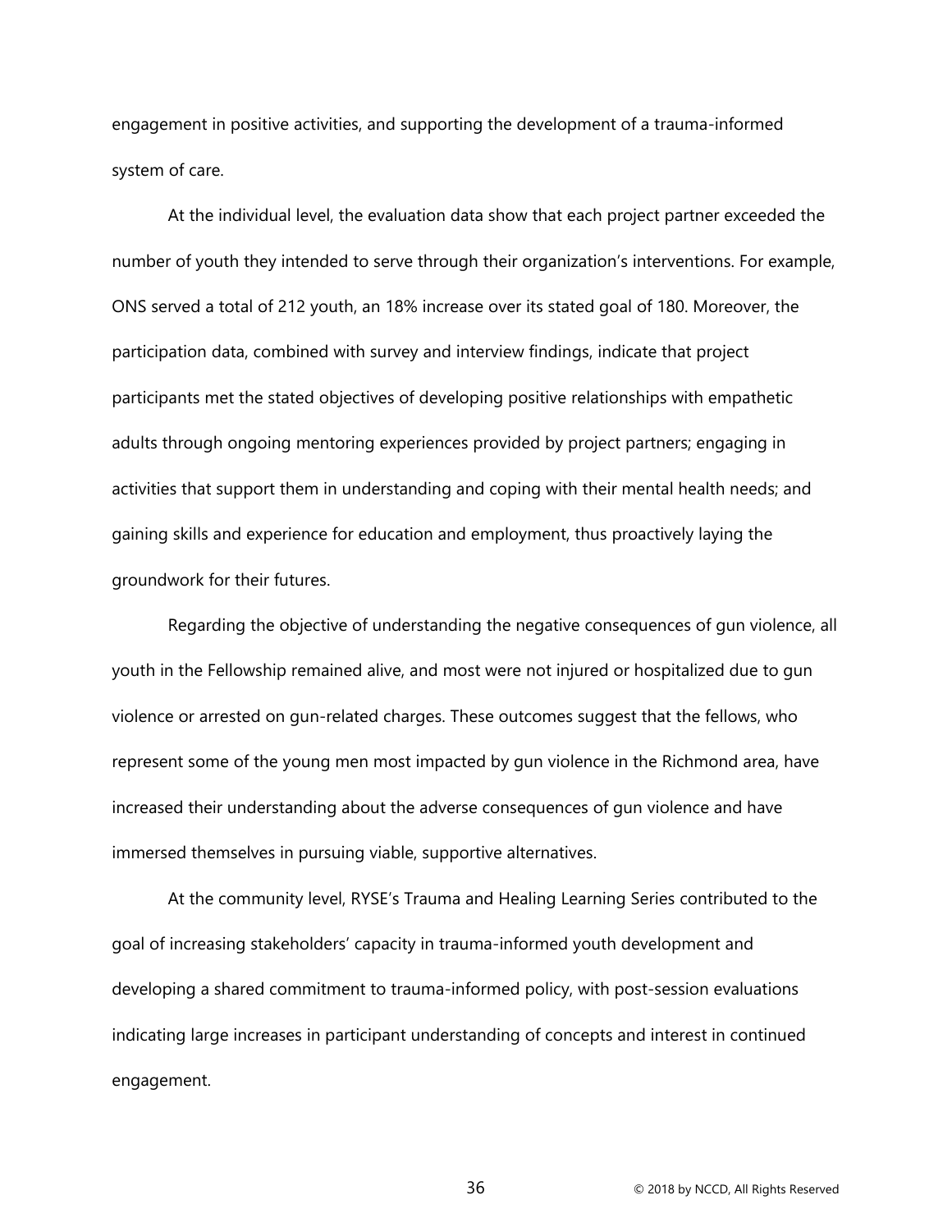engagement in positive activities, and supporting the development of a trauma-informed system of care.

At the individual level, the evaluation data show that each project partner exceeded the number of youth they intended to serve through their organization's interventions. For example, ONS served a total of 212 youth, an 18% increase over its stated goal of 180. Moreover, the participation data, combined with survey and interview findings, indicate that project participants met the stated objectives of developing positive relationships with empathetic adults through ongoing mentoring experiences provided by project partners; engaging in activities that support them in understanding and coping with their mental health needs; and gaining skills and experience for education and employment, thus proactively laying the groundwork for their futures.

Regarding the objective of understanding the negative consequences of gun violence, all youth in the Fellowship remained alive, and most were not injured or hospitalized due to gun violence or arrested on gun-related charges. These outcomes suggest that the fellows, who represent some of the young men most impacted by gun violence in the Richmond area, have increased their understanding about the adverse consequences of gun violence and have immersed themselves in pursuing viable, supportive alternatives.

At the community level, RYSE's Trauma and Healing Learning Series contributed to the goal of increasing stakeholders' capacity in trauma-informed youth development and developing a shared commitment to trauma-informed policy, with post-session evaluations indicating large increases in participant understanding of concepts and interest in continued engagement.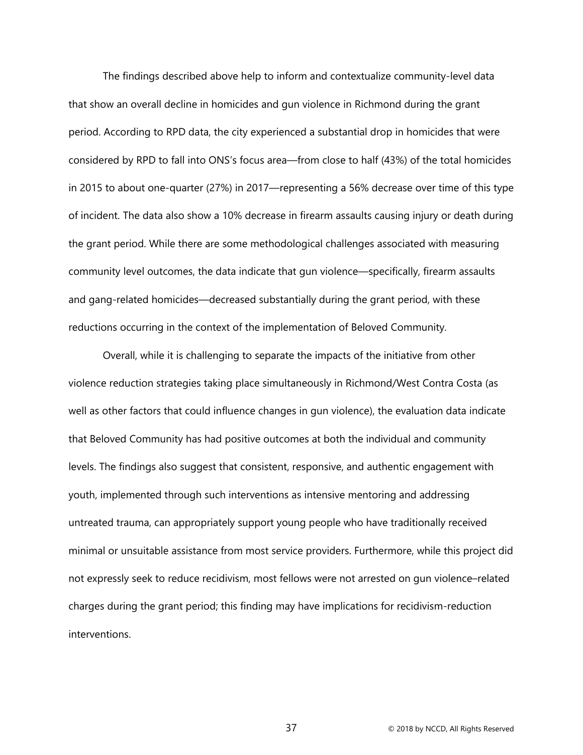The findings described above help to inform and contextualize community-level data that show an overall decline in homicides and gun violence in Richmond during the grant period. According to RPD data, the city experienced a substantial drop in homicides that were considered by RPD to fall into ONS's focus area—from close to half (43%) of the total homicides in 2015 to about one-quarter (27%) in 2017—representing a 56% decrease over time of this type of incident. The data also show a 10% decrease in firearm assaults causing injury or death during the grant period. While there are some methodological challenges associated with measuring community level outcomes, the data indicate that gun violence—specifically, firearm assaults and gang-related homicides—decreased substantially during the grant period, with these reductions occurring in the context of the implementation of Beloved Community.

Overall, while it is challenging to separate the impacts of the initiative from other violence reduction strategies taking place simultaneously in Richmond/West Contra Costa (as well as other factors that could influence changes in gun violence), the evaluation data indicate that Beloved Community has had positive outcomes at both the individual and community levels. The findings also suggest that consistent, responsive, and authentic engagement with youth, implemented through such interventions as intensive mentoring and addressing untreated trauma, can appropriately support young people who have traditionally received minimal or unsuitable assistance from most service providers. Furthermore, while this project did not expressly seek to reduce recidivism, most fellows were not arrested on gun violence–related charges during the grant period; this finding may have implications for recidivism-reduction interventions.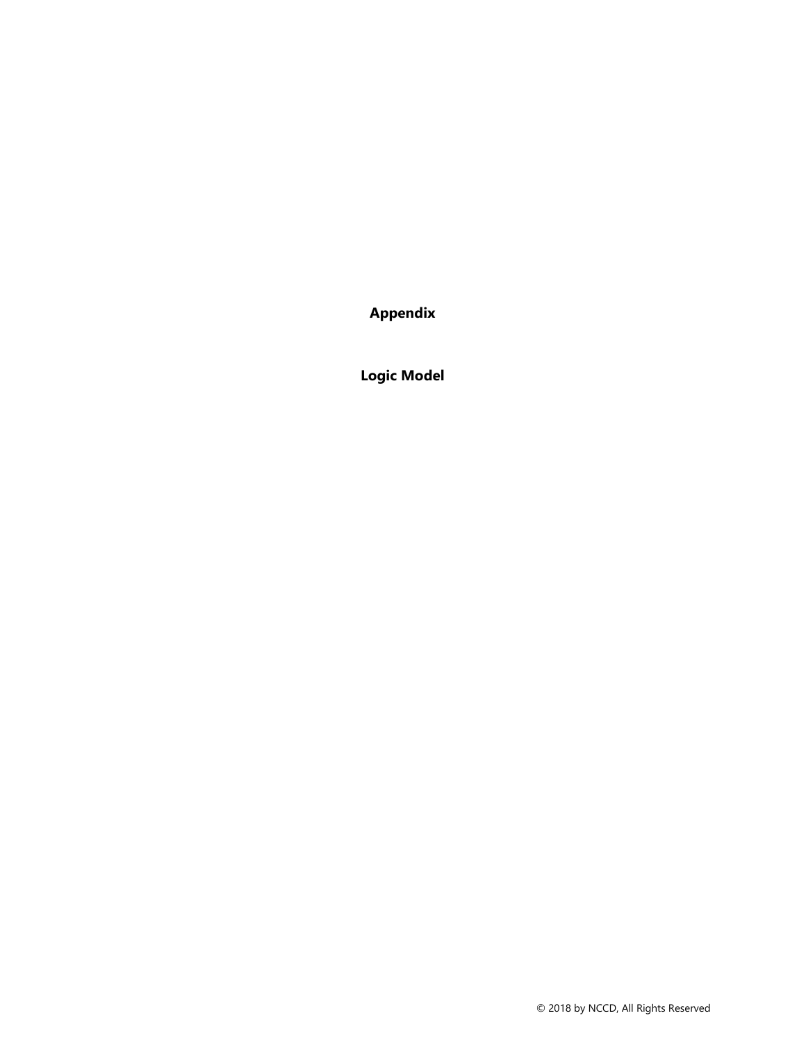# Appendix

## Logic Model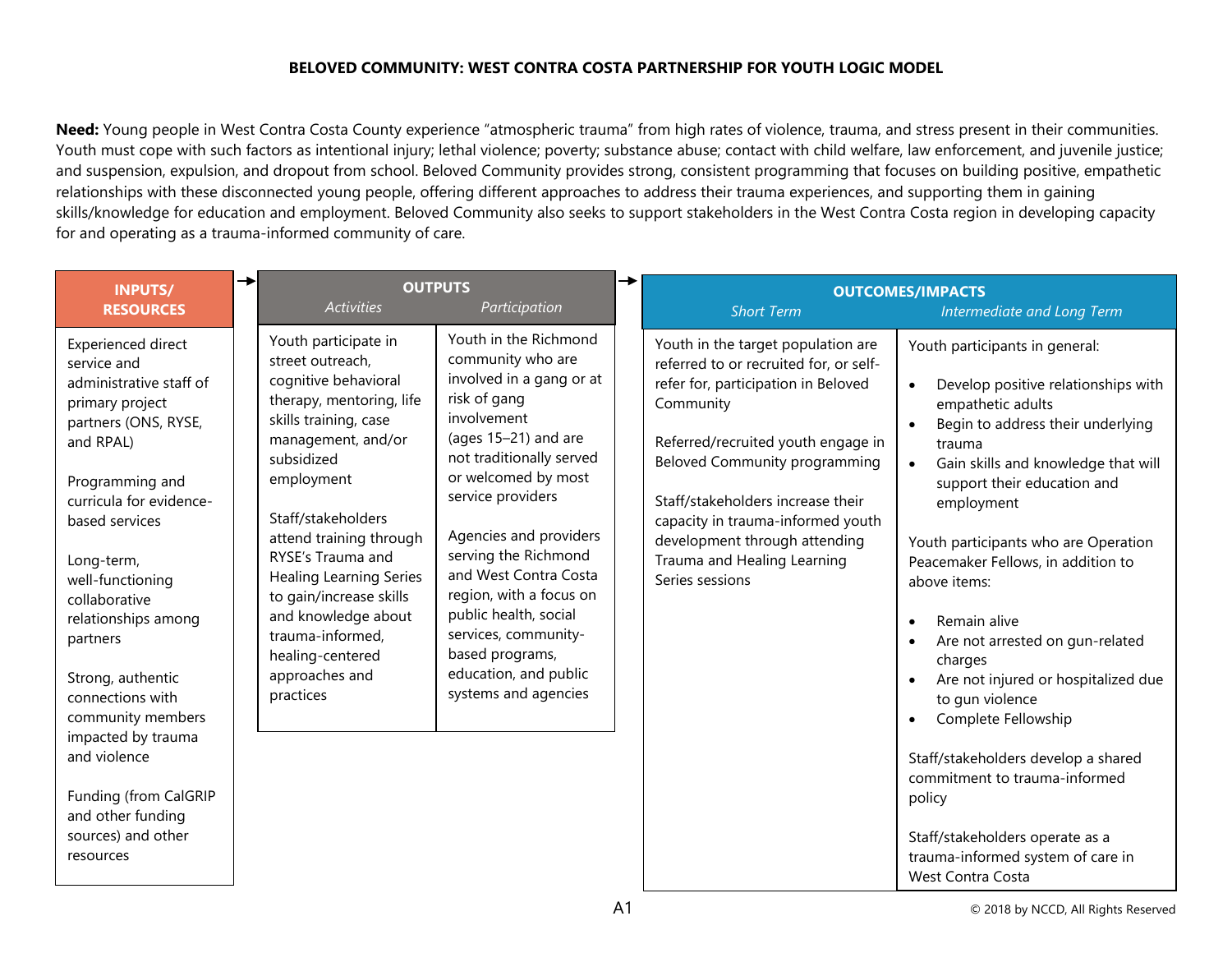**BELOVED COMMUNITY: WEST CONTRA COSTA PARTNERSHIP FOR YOUTH LOGIC MODEL**

**Need:** Young people in West Contra Costa County experience "atmospheric trauma" from high rates of violence, trauma, and stress present in their communities. Youth must cope with such factors as intentional injury; lethal violence; poverty; substance abuse; contact with child welfare, law enforcement, and juvenile justice; and suspension, expulsion, and dropout from school. Beloved Community provides strong, consistent programming that focuses on building positive, empathetic relationships with these disconnected young people, offering different approaches to address their trauma experiences, and supporting them in gaining skills/knowledge for education and employment. Beloved Community also seeks to support stakeholders in the West Contra Costa region in developing capacity for and operating as a trauma-informed community of care.

| INPUTS/ RESOURCES | OUTPUTS | | OUTCOMES/IMPACTS | |
|---|---|---|---|---|
| | *Activities* | *Participation* | *Short Term* | *Intermediate and Long Term* |
| Experienced direct service and administrative staff of primary project partners (ONS, RYSE, and RPAL)<br><br>Programming and curricula for evidence-based services<br><br>Long-term, well-functioning collaborative relationships among partners<br><br>Strong, authentic connections with community members impacted by trauma and violence<br><br>Funding (from CalGRIP and other funding sources) and other resources | Youth participate in street outreach, cognitive behavioral therapy, mentoring, life skills training, case management, and/or subsidized employment<br><br>Staff/stakeholders attend training through RYSE's Trauma and Healing Learning Series to gain/increase skills and knowledge about trauma-informed, healing-centered approaches and practices | Youth in the Richmond community who are involved in a gang or at risk of gang involvement (ages 15–21) and are not traditionally served or welcomed by most service providers<br><br>Agencies and providers serving the Richmond and West Contra Costa region, with a focus on public health, social services, community-based programs, education, and public systems and agencies | Youth in the target population are referred to or recruited for, or self-refer for, participation in Beloved Community<br><br>Referred/recruited youth engage in Beloved Community programming<br><br>Staff/stakeholders increase their capacity in trauma-informed youth development through attending Trauma and Healing Learning Series sessions | Youth participants in general:<br>• Develop positive relationships with empathetic adults<br>• Begin to address their underlying trauma<br>• Gain skills and knowledge that will support their education and employment<br><br>Youth participants who are Operation Peacemaker Fellows, in addition to above items:<br>• Remain alive<br>• Are not arrested on gun-related charges<br>• Are not injured or hospitalized due to gun violence<br>• Complete Fellowship<br><br>Staff/stakeholders develop a shared commitment to trauma-informed policy<br><br>Staff/stakeholders operate as a trauma-informed system of care in West Contra Costa |

© 2018 by NCCD, All Rights Reserved